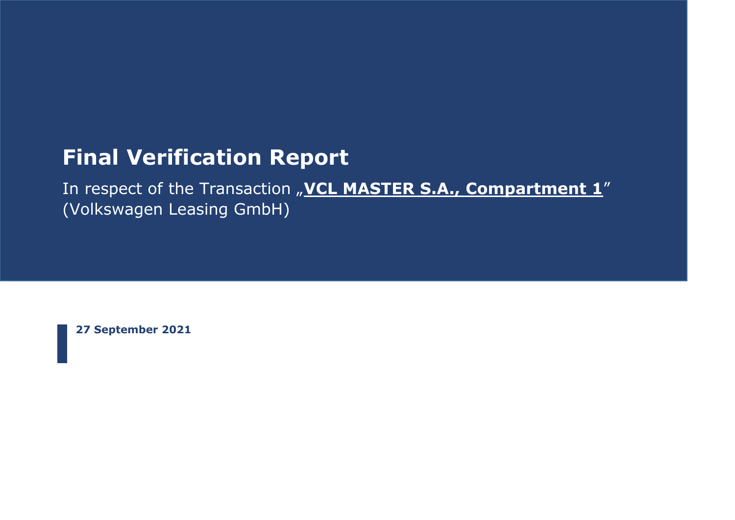# Final Verification Report

In respect of the Transaction „**VCL MASTER S.A., Compartment 1**"
(Volkswagen Leasing GmbH)

**27 September 2021**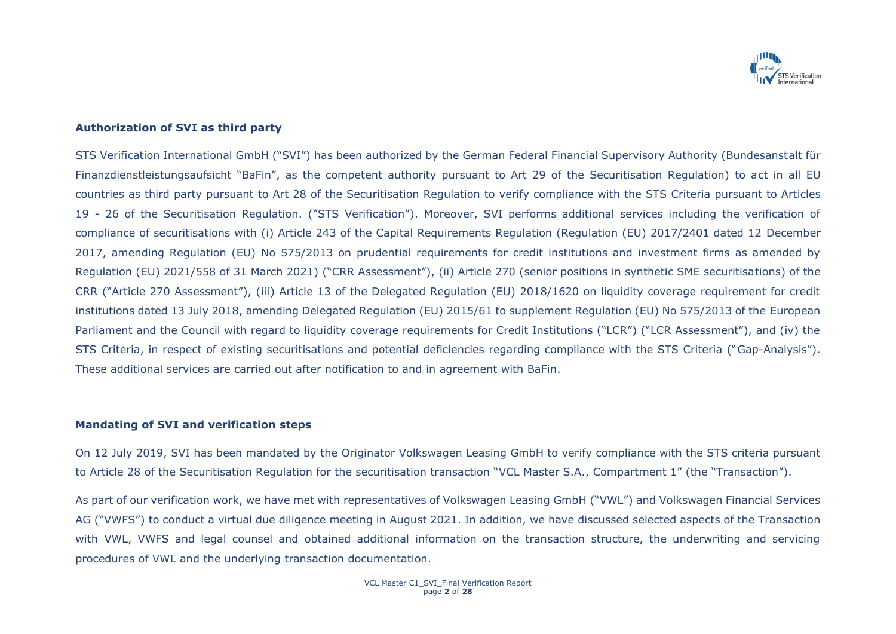## Authorization of SVI as third party

STS Verification International GmbH ("SVI") has been authorized by the German Federal Financial Supervisory Authority (Bundesanstalt für Finanzdienstleistungsaufsicht "BaFin", as the competent authority pursuant to Art 29 of the Securitisation Regulation) to act in all EU countries as third party pursuant to Art 28 of the Securitisation Regulation to verify compliance with the STS Criteria pursuant to Articles 19 - 26 of the Securitisation Regulation. ("STS Verification"). Moreover, SVI performs additional services including the verification of compliance of securitisations with (i) Article 243 of the Capital Requirements Regulation (Regulation (EU) 2017/2401 dated 12 December 2017, amending Regulation (EU) No 575/2013 on prudential requirements for credit institutions and investment firms as amended by Regulation (EU) 2021/558 of 31 March 2021) ("CRR Assessment"), (ii) Article 270 (senior positions in synthetic SME securitisations) of the CRR ("Article 270 Assessment"), (iii) Article 13 of the Delegated Regulation (EU) 2018/1620 on liquidity coverage requirement for credit institutions dated 13 July 2018, amending Delegated Regulation (EU) 2015/61 to supplement Regulation (EU) No 575/2013 of the European Parliament and the Council with regard to liquidity coverage requirements for Credit Institutions ("LCR") ("LCR Assessment"), and (iv) the STS Criteria, in respect of existing securitisations and potential deficiencies regarding compliance with the STS Criteria ("Gap-Analysis"). These additional services are carried out after notification to and in agreement with BaFin.

## Mandating of SVI and verification steps

On 12 July 2019, SVI has been mandated by the Originator Volkswagen Leasing GmbH to verify compliance with the STS criteria pursuant to Article 28 of the Securitisation Regulation for the securitisation transaction "VCL Master S.A., Compartment 1" (the "Transaction").

As part of our verification work, we have met with representatives of Volkswagen Leasing GmbH ("VWL") and Volkswagen Financial Services AG ("VWFS") to conduct a virtual due diligence meeting in August 2021. In addition, we have discussed selected aspects of the Transaction with VWL, VWFS and legal counsel and obtained additional information on the transaction structure, the underwriting and servicing procedures of VWL and the underlying transaction documentation.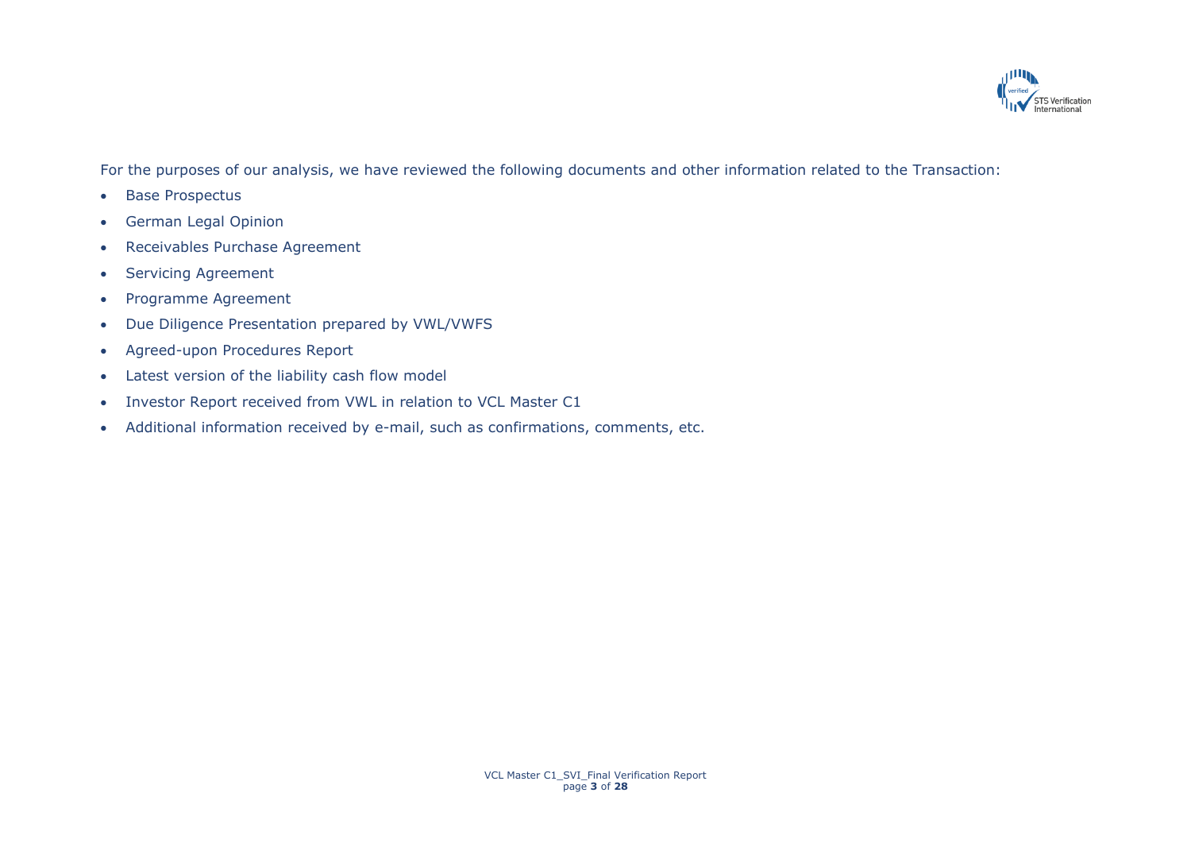For the purposes of our analysis, we have reviewed the following documents and other information related to the Transaction:

- Base Prospectus
- German Legal Opinion
- Receivables Purchase Agreement
- Servicing Agreement
- Programme Agreement
- Due Diligence Presentation prepared by VWL/VWFS
- Agreed-upon Procedures Report
- Latest version of the liability cash flow model
- Investor Report received from VWL in relation to VCL Master C1
- Additional information received by e-mail, such as confirmations, comments, etc.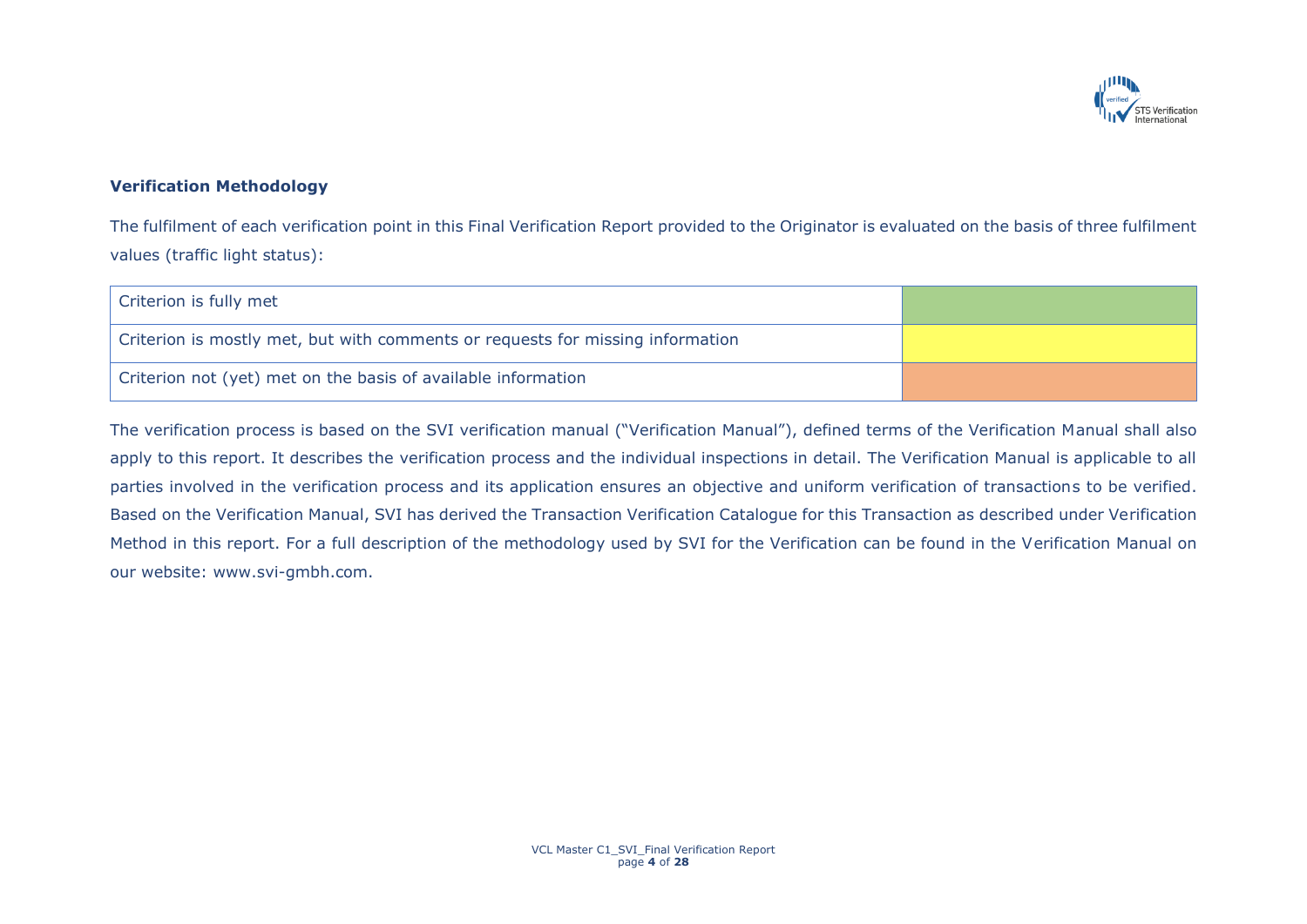### Verification Methodology

The fulfilment of each verification point in this Final Verification Report provided to the Originator is evaluated on the basis of three fulfilment values (traffic light status):

| Criterion | Status |
|---|---|
| Criterion is fully met | |
| Criterion is mostly met, but with comments or requests for missing information | |
| Criterion not (yet) met on the basis of available information | |

The verification process is based on the SVI verification manual ("Verification Manual"), defined terms of the Verification Manual shall also apply to this report. It describes the verification process and the individual inspections in detail. The Verification Manual is applicable to all parties involved in the verification process and its application ensures an objective and uniform verification of transactions to be verified. Based on the Verification Manual, SVI has derived the Transaction Verification Catalogue for this Transaction as described under Verification Method in this report. For a full description of the methodology used by SVI for the Verification can be found in the Verification Manual on our website: www.svi-gmbh.com.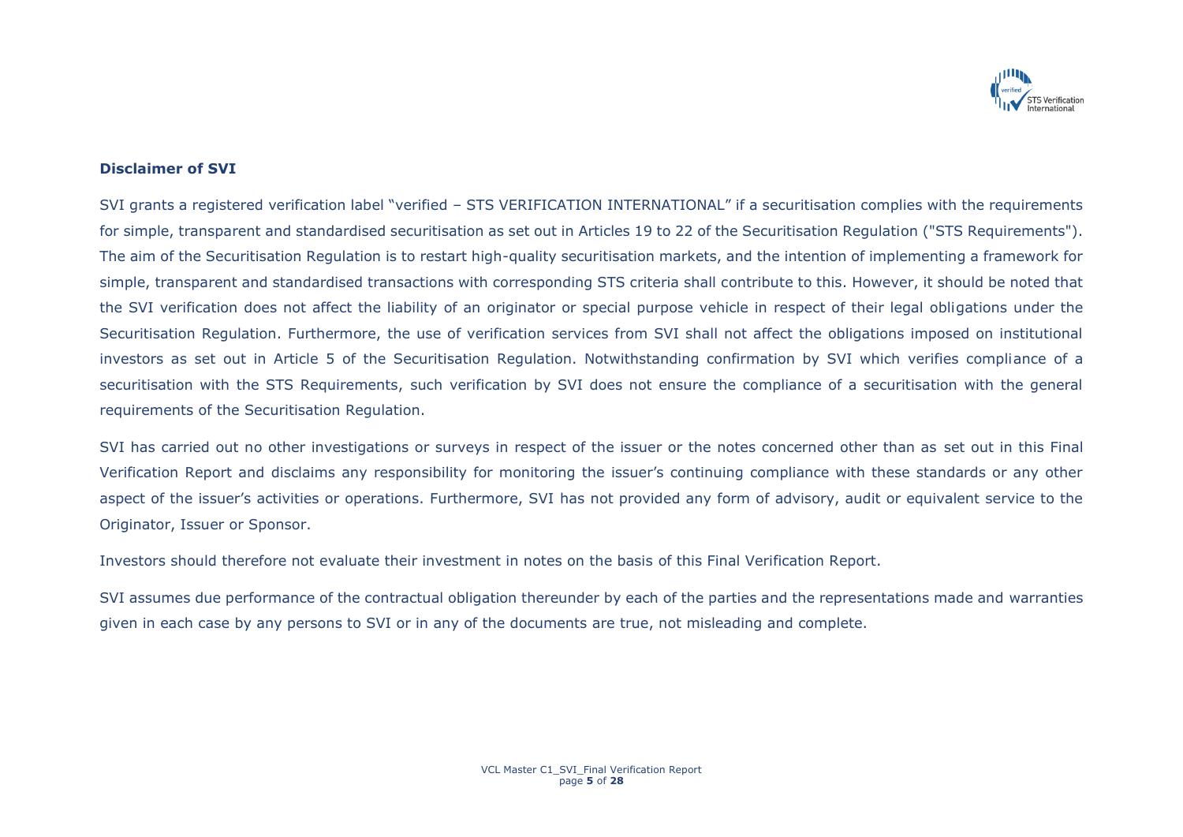## Disclaimer of SVI

SVI grants a registered verification label "verified – STS VERIFICATION INTERNATIONAL" if a securitisation complies with the requirements for simple, transparent and standardised securitisation as set out in Articles 19 to 22 of the Securitisation Regulation ("STS Requirements"). The aim of the Securitisation Regulation is to restart high-quality securitisation markets, and the intention of implementing a framework for simple, transparent and standardised transactions with corresponding STS criteria shall contribute to this. However, it should be noted that the SVI verification does not affect the liability of an originator or special purpose vehicle in respect of their legal obligations under the Securitisation Regulation. Furthermore, the use of verification services from SVI shall not affect the obligations imposed on institutional investors as set out in Article 5 of the Securitisation Regulation. Notwithstanding confirmation by SVI which verifies compliance of a securitisation with the STS Requirements, such verification by SVI does not ensure the compliance of a securitisation with the general requirements of the Securitisation Regulation.

SVI has carried out no other investigations or surveys in respect of the issuer or the notes concerned other than as set out in this Final Verification Report and disclaims any responsibility for monitoring the issuer's continuing compliance with these standards or any other aspect of the issuer's activities or operations. Furthermore, SVI has not provided any form of advisory, audit or equivalent service to the Originator, Issuer or Sponsor.

Investors should therefore not evaluate their investment in notes on the basis of this Final Verification Report.

SVI assumes due performance of the contractual obligation thereunder by each of the parties and the representations made and warranties given in each case by any persons to SVI or in any of the documents are true, not misleading and complete.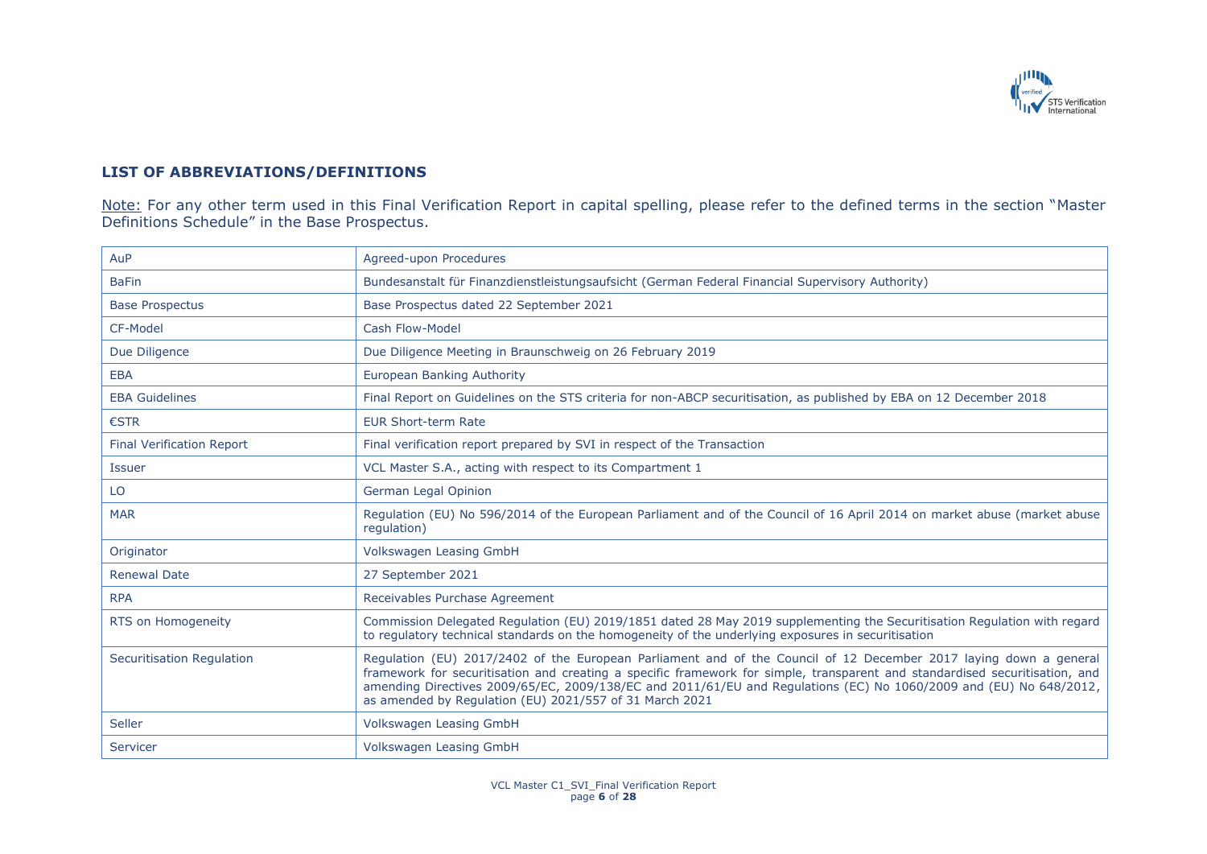## LIST OF ABBREVIATIONS/DEFINITIONS

Note: For any other term used in this Final Verification Report in capital spelling, please refer to the defined terms in the section "Master Definitions Schedule" in the Base Prospectus.

| | |
|---|---|
| AuP | Agreed-upon Procedures |
| BaFin | Bundesanstalt für Finanzdienstleistungsaufsicht (German Federal Financial Supervisory Authority) |
| Base Prospectus | Base Prospectus dated 22 September 2021 |
| CF-Model | Cash Flow-Model |
| Due Diligence | Due Diligence Meeting in Braunschweig on 26 February 2019 |
| EBA | European Banking Authority |
| EBA Guidelines | Final Report on Guidelines on the STS criteria for non-ABCP securitisation, as published by EBA on 12 December 2018 |
| €STR | EUR Short-term Rate |
| Final Verification Report | Final verification report prepared by SVI in respect of the Transaction |
| Issuer | VCL Master S.A., acting with respect to its Compartment 1 |
| LO | German Legal Opinion |
| MAR | Regulation (EU) No 596/2014 of the European Parliament and of the Council of 16 April 2014 on market abuse (market abuse regulation) |
| Originator | Volkswagen Leasing GmbH |
| Renewal Date | 27 September 2021 |
| RPA | Receivables Purchase Agreement |
| RTS on Homogeneity | Commission Delegated Regulation (EU) 2019/1851 dated 28 May 2019 supplementing the Securitisation Regulation with regard to regulatory technical standards on the homogeneity of the underlying exposures in securitisation |
| Securitisation Regulation | Regulation (EU) 2017/2402 of the European Parliament and of the Council of 12 December 2017 laying down a general framework for securitisation and creating a specific framework for simple, transparent and standardised securitisation, and amending Directives 2009/65/EC, 2009/138/EC and 2011/61/EU and Regulations (EC) No 1060/2009 and (EU) No 648/2012, as amended by Regulation (EU) 2021/557 of 31 March 2021 |
| Seller | Volkswagen Leasing GmbH |
| Servicer | Volkswagen Leasing GmbH |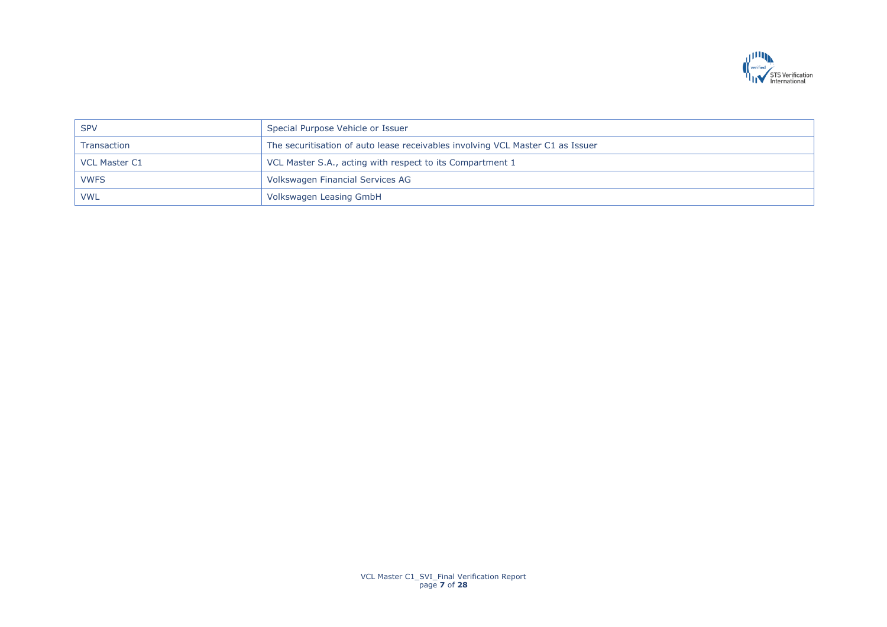| SPV | Special Purpose Vehicle or Issuer |
| --- | --- |
| Transaction | The securitisation of auto lease receivables involving VCL Master C1 as Issuer |
| VCL Master C1 | VCL Master S.A., acting with respect to its Compartment 1 |
| VWFS | Volkswagen Financial Services AG |
| VWL | Volkswagen Leasing GmbH |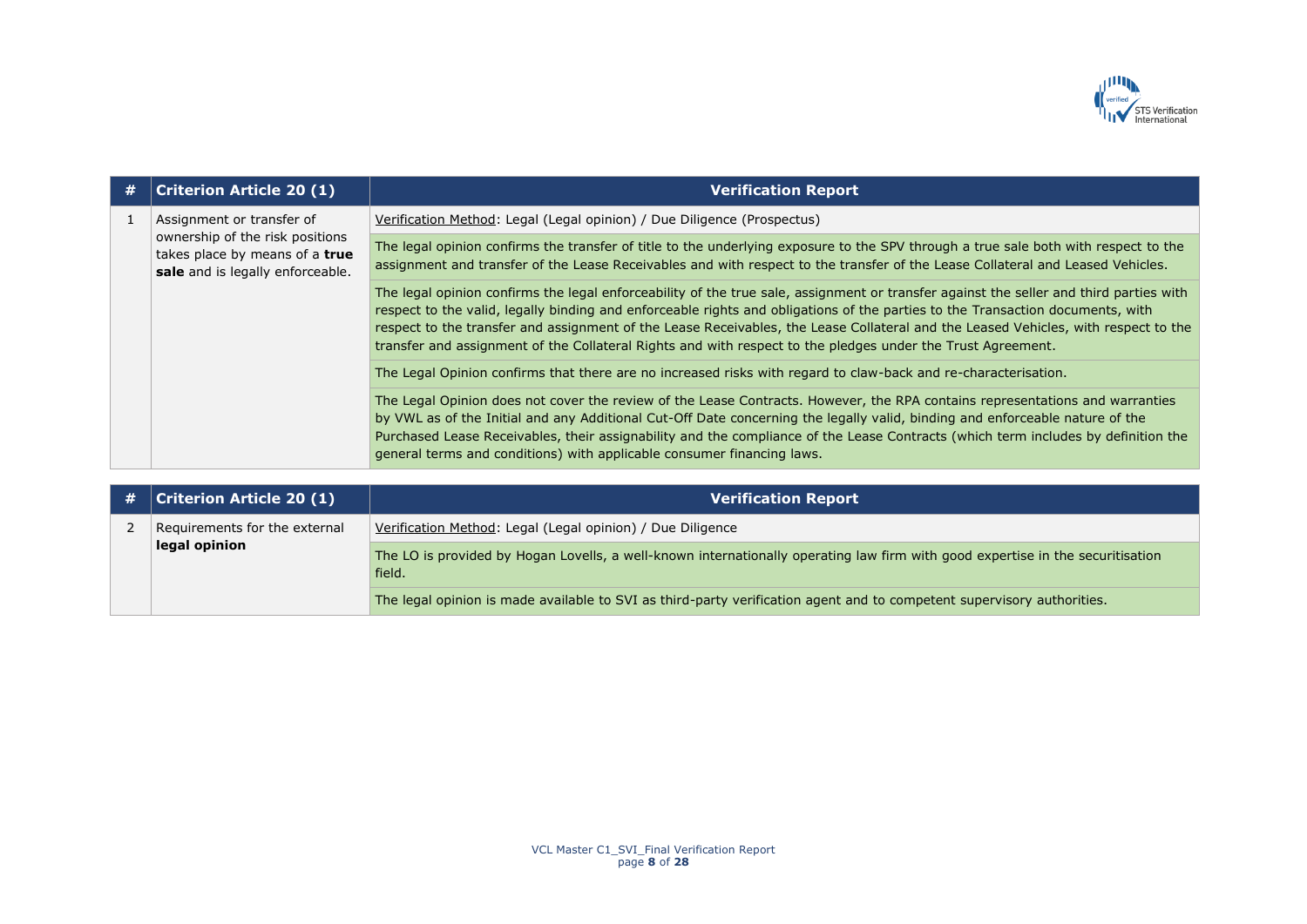| # | Criterion Article 20 (1) | Verification Report |
| --- | --- | --- |
| 1 | Assignment or transfer of ownership of the risk positions takes place by means of a **true sale** and is legally enforceable. | Verification Method: Legal (Legal opinion) / Due Diligence (Prospectus) |
| | | The legal opinion confirms the transfer of title to the underlying exposure to the SPV through a true sale both with respect to the assignment and transfer of the Lease Receivables and with respect to the transfer of the Lease Collateral and Leased Vehicles. |
| | | The legal opinion confirms the legal enforceability of the true sale, assignment or transfer against the seller and third parties with respect to the valid, legally binding and enforceable rights and obligations of the parties to the Transaction documents, with respect to the transfer and assignment of the Lease Receivables, the Lease Collateral and the Leased Vehicles, with respect to the transfer and assignment of the Collateral Rights and with respect to the pledges under the Trust Agreement. |
| | | The Legal Opinion confirms that there are no increased risks with regard to claw-back and re-characterisation. |
| | | The Legal Opinion does not cover the review of the Lease Contracts. However, the RPA contains representations and warranties by VWL as of the Initial and any Additional Cut-Off Date concerning the legally valid, binding and enforceable nature of the Purchased Lease Receivables, their assignability and the compliance of the Lease Contracts (which term includes by definition the general terms and conditions) with applicable consumer financing laws. |

| # | Criterion Article 20 (1) | Verification Report |
| --- | --- | --- |
| 2 | Requirements for the external **legal opinion** | Verification Method: Legal (Legal opinion) / Due Diligence |
| | | The LO is provided by Hogan Lovells, a well-known internationally operating law firm with good expertise in the securitisation field. |
| | | The legal opinion is made available to SVI as third-party verification agent and to competent supervisory authorities. |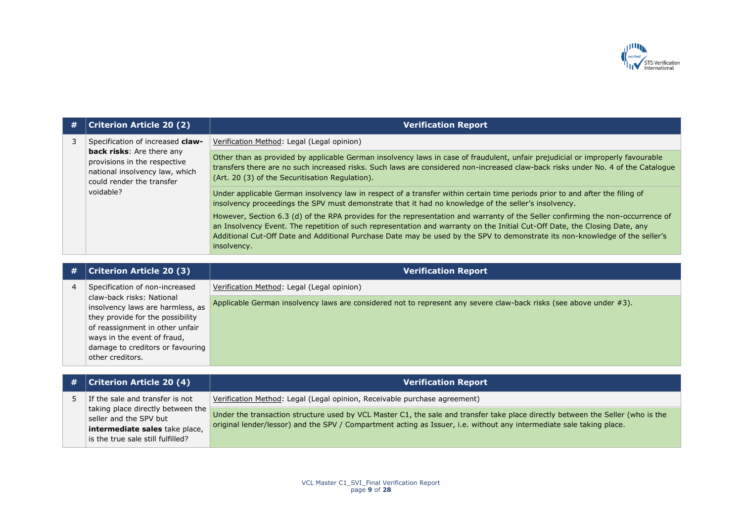| # | Criterion Article 20 (2) | Verification Report |
|---|---|---|
| 3 | Specification of increased **claw-back risks**: Are there any provisions in the respective national insolvency law, which could render the transfer voidable? | Verification Method: Legal (Legal opinion) |
| | | Other than as provided by applicable German insolvency laws in case of fraudulent, unfair prejudicial or improperly favourable transfers there are no such increased risks. Such laws are considered non-increased claw-back risks under No. 4 of the Catalogue (Art. 20 (3) of the Securitisation Regulation). |
| | | Under applicable German insolvency law in respect of a transfer within certain time periods prior to and after the filing of insolvency proceedings the SPV must demonstrate that it had no knowledge of the seller's insolvency.<br><br>However, Section 6.3 (d) of the RPA provides for the representation and warranty of the Seller confirming the non-occurrence of an Insolvency Event. The repetition of such representation and warranty on the Initial Cut-Off Date, the Closing Date, any Additional Cut-Off Date and Additional Purchase Date may be used by the SPV to demonstrate its non-knowledge of the seller's insolvency. |

| # | Criterion Article 20 (3) | Verification Report |
|---|---|---|
| 4 | Specification of non-increased claw-back risks: National insolvency laws are harmless, as they provide for the possibility of reassignment in other unfair ways in the event of fraud, damage to creditors or favouring other creditors. | Verification Method: Legal (Legal opinion) |
| | | Applicable German insolvency laws are considered not to represent any severe claw-back risks (see above under #3). |

| # | Criterion Article 20 (4) | Verification Report |
|---|---|---|
| 5 | If the sale and transfer is not taking place directly between the seller and the SPV but **intermediate sales** take place, is the true sale still fulfilled? | Verification Method: Legal (Legal opinion, Receivable purchase agreement) |
| | | Under the transaction structure used by VCL Master C1, the sale and transfer take place directly between the Seller (who is the original lender/lessor) and the SPV / Compartment acting as Issuer, i.e. without any intermediate sale taking place. |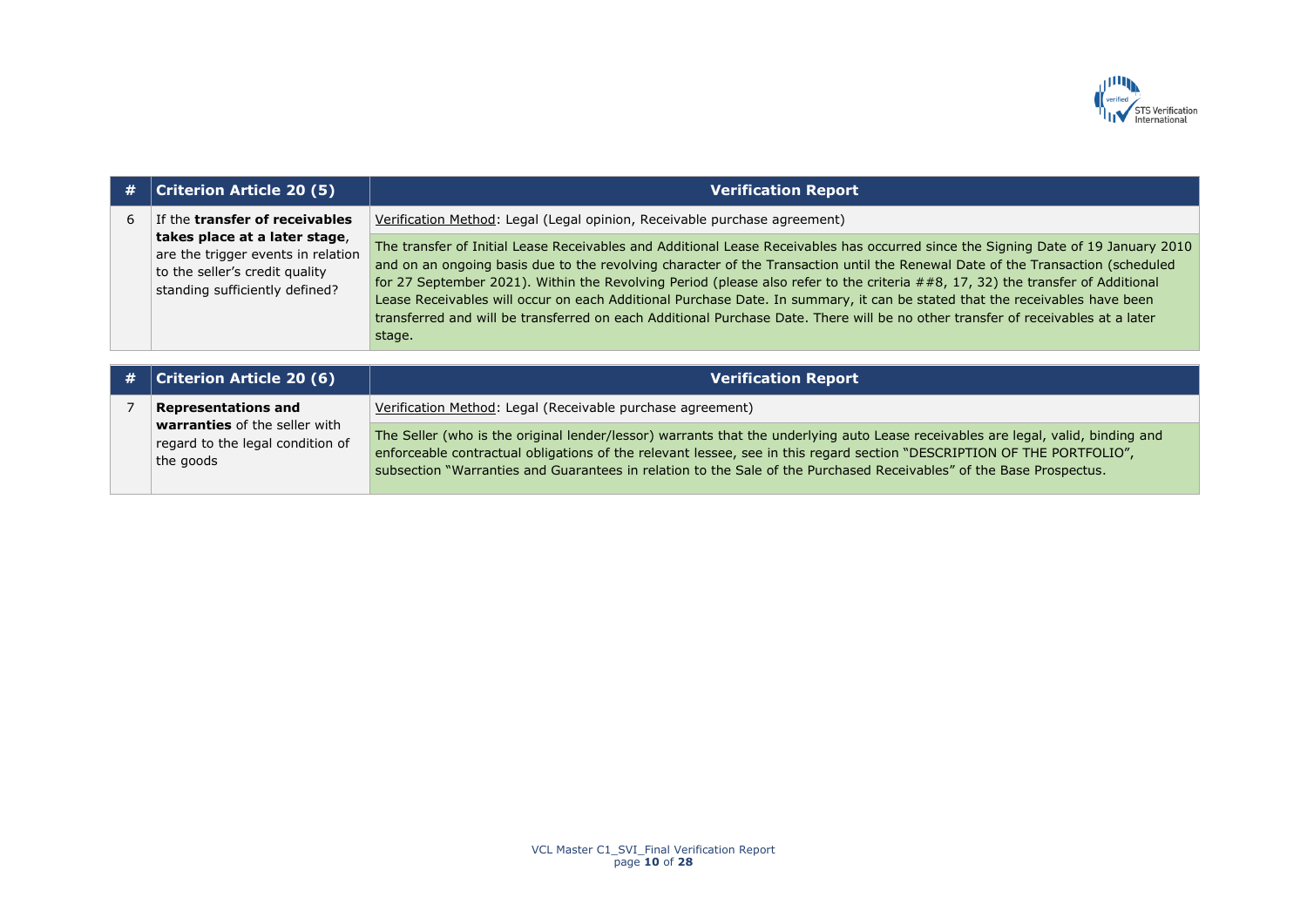| # | Criterion Article 20 (5) | Verification Report |
|---|---|---|
| 6 | If the **transfer of receivables takes place at a later stage**, are the trigger events in relation to the seller's credit quality standing sufficiently defined? | Verification Method: Legal (Legal opinion, Receivable purchase agreement) |
| | | The transfer of Initial Lease Receivables and Additional Lease Receivables has occurred since the Signing Date of 19 January 2010 and on an ongoing basis due to the revolving character of the Transaction until the Renewal Date of the Transaction (scheduled for 27 September 2021). Within the Revolving Period (please also refer to the criteria ##8, 17, 32) the transfer of Additional Lease Receivables will occur on each Additional Purchase Date. In summary, it can be stated that the receivables have been transferred and will be transferred on each Additional Purchase Date. There will be no other transfer of receivables at a later stage. |

| # | Criterion Article 20 (6) | Verification Report |
|---|---|---|
| 7 | **Representations and warranties** of the seller with regard to the legal condition of the goods | Verification Method: Legal (Receivable purchase agreement) |
| | | The Seller (who is the original lender/lessor) warrants that the underlying auto Lease receivables are legal, valid, binding and enforceable contractual obligations of the relevant lessee, see in this regard section "DESCRIPTION OF THE PORTFOLIO", subsection "Warranties and Guarantees in relation to the Sale of the Purchased Receivables" of the Base Prospectus. |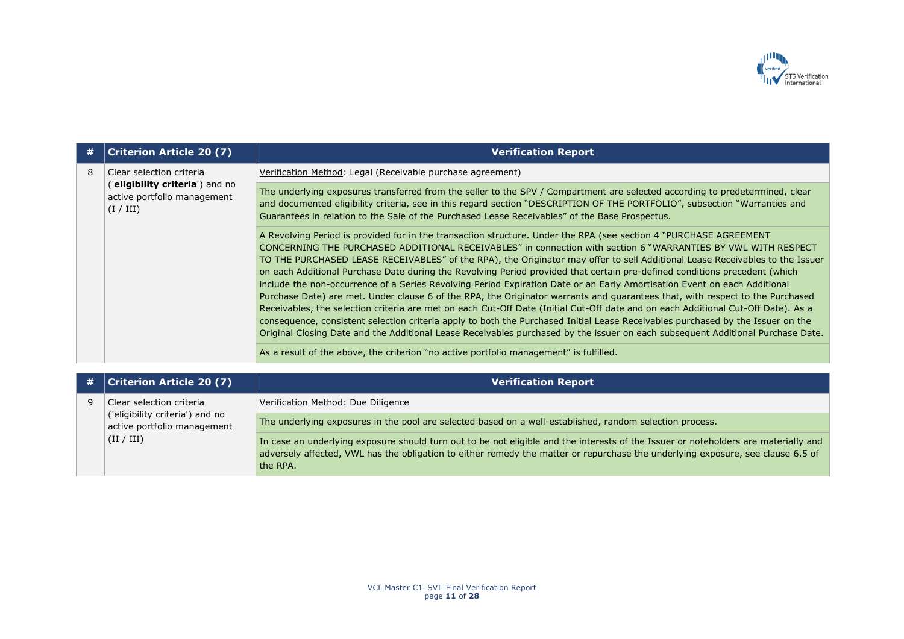| # | Criterion Article 20 (7) | Verification Report |
|---|---|---|
| 8 | Clear selection criteria ('**eligibility criteria**') and no active portfolio management (I / III) | Verification Method: Legal (Receivable purchase agreement) |
| | | The underlying exposures transferred from the seller to the SPV / Compartment are selected according to predetermined, clear and documented eligibility criteria, see in this regard section "DESCRIPTION OF THE PORTFOLIO", subsection "Warranties and Guarantees in relation to the Sale of the Purchased Lease Receivables" of the Base Prospectus. |
| | | A Revolving Period is provided for in the transaction structure. Under the RPA (see section 4 "PURCHASE AGREEMENT CONCERNING THE PURCHASED ADDITIONAL RECEIVABLES" in connection with section 6 "WARRANTIES BY VWL WITH RESPECT TO THE PURCHASED LEASE RECEIVABLES" of the RPA), the Originator may offer to sell Additional Lease Receivables to the Issuer on each Additional Purchase Date during the Revolving Period provided that certain pre-defined conditions precedent (which include the non-occurrence of a Series Revolving Period Expiration Date or an Early Amortisation Event on each Additional Purchase Date) are met. Under clause 6 of the RPA, the Originator warrants and guarantees that, with respect to the Purchased Receivables, the selection criteria are met on each Cut-Off Date (Initial Cut-Off date and on each Additional Cut-Off Date). As a consequence, consistent selection criteria apply to both the Purchased Initial Lease Receivables purchased by the Issuer on the Original Closing Date and the Additional Lease Receivables purchased by the issuer on each subsequent Additional Purchase Date. |
| | | As a result of the above, the criterion "no active portfolio management" is fulfilled. |

| # | Criterion Article 20 (7) | Verification Report |
|---|---|---|
| 9 | Clear selection criteria ('eligibility criteria') and no active portfolio management (II / III) | Verification Method: Due Diligence |
| | | The underlying exposures in the pool are selected based on a well-established, random selection process. |
| | | In case an underlying exposure should turn out to be not eligible and the interests of the Issuer or noteholders are materially and adversely affected, VWL has the obligation to either remedy the matter or repurchase the underlying exposure, see clause 6.5 of the RPA. |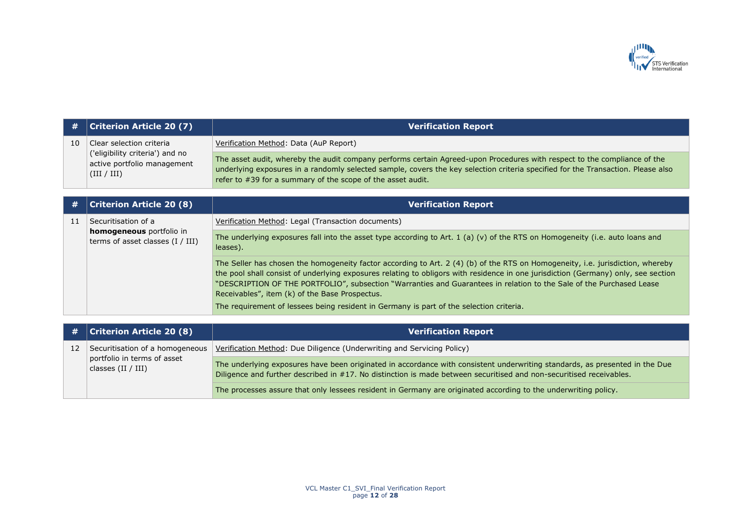| # | Criterion Article 20 (7) | Verification Report |
|---|---|---|
| 10 | Clear selection criteria ('eligibility criteria') and no active portfolio management (III / III) | Verification Method: Data (AuP Report) |
| | | The asset audit, whereby the audit company performs certain Agreed-upon Procedures with respect to the compliance of the underlying exposures in a randomly selected sample, covers the key selection criteria specified for the Transaction. Please also refer to #39 for a summary of the scope of the asset audit. |

| # | Criterion Article 20 (8) | Verification Report |
|---|---|---|
| 11 | Securitisation of a **homogeneous** portfolio in terms of asset classes (I / III) | Verification Method: Legal (Transaction documents) |
| | | The underlying exposures fall into the asset type according to Art. 1 (a) (v) of the RTS on Homogeneity (i.e. auto loans and leases). |
| | | The Seller has chosen the homogeneity factor according to Art. 2 (4) (b) of the RTS on Homogeneity, i.e. jurisdiction, whereby the pool shall consist of underlying exposures relating to obligors with residence in one jurisdiction (Germany) only, see section "DESCRIPTION OF THE PORTFOLIO", subsection "Warranties and Guarantees in relation to the Sale of the Purchased Lease Receivables", item (k) of the Base Prospectus.<br>The requirement of lessees being resident in Germany is part of the selection criteria. |

| # | Criterion Article 20 (8) | Verification Report |
|---|---|---|
| 12 | Securitisation of a homogeneous portfolio in terms of asset classes (II / III) | Verification Method: Due Diligence (Underwriting and Servicing Policy) |
| | | The underlying exposures have been originated in accordance with consistent underwriting standards, as presented in the Due Diligence and further described in #17. No distinction is made between securitised and non-securitised receivables. |
| | | The processes assure that only lessees resident in Germany are originated according to the underwriting policy. |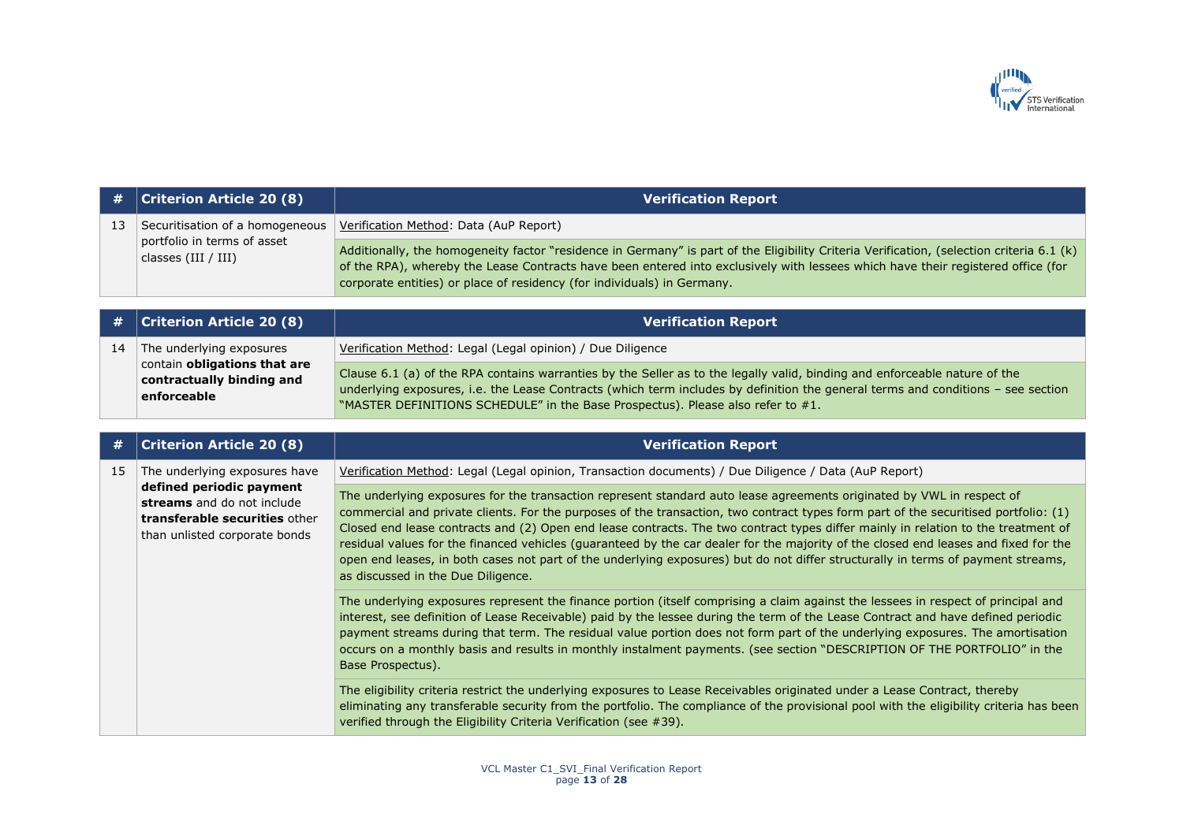| # | Criterion Article 20 (8) | Verification Report |
|---|---|---|
| 13 | Securitisation of a homogeneous portfolio in terms of asset classes (III / III) | Verification Method: Data (AuP Report) |
| | | Additionally, the homogeneity factor "residence in Germany" is part of the Eligibility Criteria Verification, (selection criteria 6.1 (k) of the RPA), whereby the Lease Contracts have been entered into exclusively with lessees which have their registered office (for corporate entities) or place of residency (for individuals) in Germany. |

| # | Criterion Article 20 (8) | Verification Report |
|---|---|---|
| 14 | The underlying exposures contain **obligations that are contractually binding and enforceable** | Verification Method: Legal (Legal opinion) / Due Diligence |
| | | Clause 6.1 (a) of the RPA contains warranties by the Seller as to the legally valid, binding and enforceable nature of the underlying exposures, i.e. the Lease Contracts (which term includes by definition the general terms and conditions – see section "MASTER DEFINITIONS SCHEDULE" in the Base Prospectus). Please also refer to #1. |

| # | Criterion Article 20 (8) | Verification Report |
|---|---|---|
| 15 | The underlying exposures have **defined periodic payment streams** and do not include **transferable securities** other than unlisted corporate bonds | Verification Method: Legal (Legal opinion, Transaction documents) / Due Diligence / Data (AuP Report) |
| | | The underlying exposures for the transaction represent standard auto lease agreements originated by VWL in respect of commercial and private clients. For the purposes of the transaction, two contract types form part of the securitised portfolio: (1) Closed end lease contracts and (2) Open end lease contracts. The two contract types differ mainly in relation to the treatment of residual values for the financed vehicles (guaranteed by the car dealer for the majority of the closed end leases and fixed for the open end leases, in both cases not part of the underlying exposures) but do not differ structurally in terms of payment streams, as discussed in the Due Diligence. |
| | | The underlying exposures represent the finance portion (itself comprising a claim against the lessees in respect of principal and interest, see definition of Lease Receivable) paid by the lessee during the term of the Lease Contract and have defined periodic payment streams during that term. The residual value portion does not form part of the underlying exposures. The amortisation occurs on a monthly basis and results in monthly instalment payments. (see section "DESCRIPTION OF THE PORTFOLIO" in the Base Prospectus). |
| | | The eligibility criteria restrict the underlying exposures to Lease Receivables originated under a Lease Contract, thereby eliminating any transferable security from the portfolio. The compliance of the provisional pool with the eligibility criteria has been verified through the Eligibility Criteria Verification (see #39). |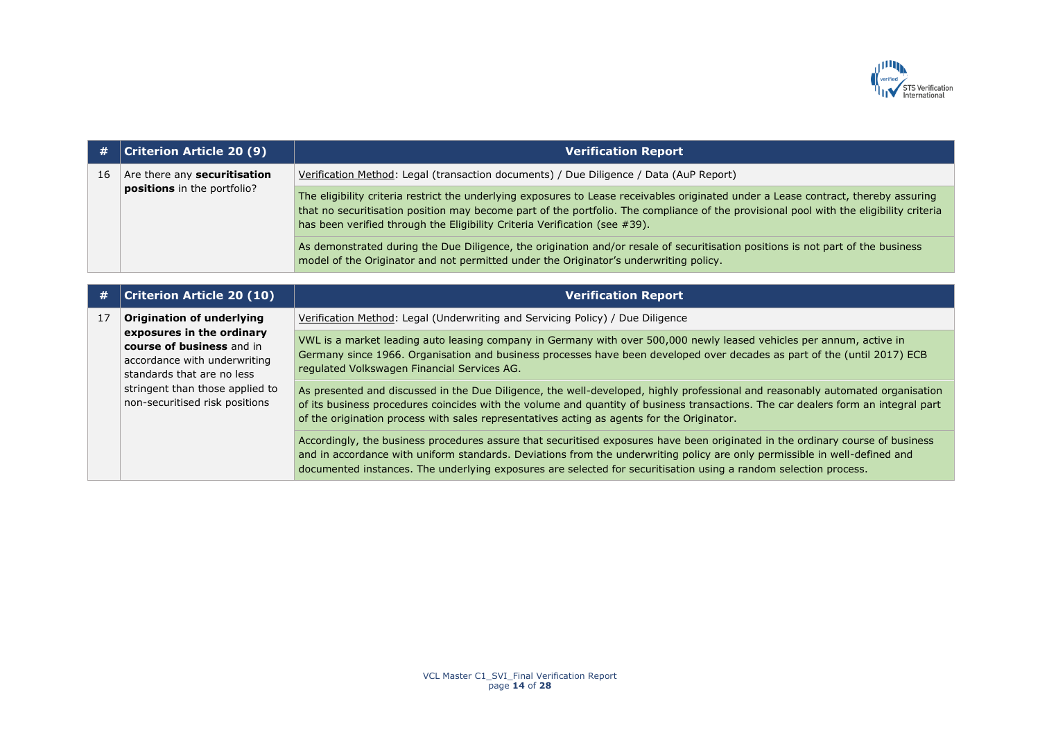| # | Criterion Article 20 (9) | Verification Report |
|---|---|---|
| 16 | Are there any **securitisation positions** in the portfolio? | Verification Method: Legal (transaction documents) / Due Diligence / Data (AuP Report) |
| | | The eligibility criteria restrict the underlying exposures to Lease receivables originated under a Lease contract, thereby assuring that no securitisation position may become part of the portfolio. The compliance of the provisional pool with the eligibility criteria has been verified through the Eligibility Criteria Verification (see #39). |
| | | As demonstrated during the Due Diligence, the origination and/or resale of securitisation positions is not part of the business model of the Originator and not permitted under the Originator's underwriting policy. |

| # | Criterion Article 20 (10) | Verification Report |
|---|---|---|
| 17 | **Origination of underlying exposures in the ordinary course of business** and in accordance with underwriting standards that are no less stringent than those applied to non-securitised risk positions | Verification Method: Legal (Underwriting and Servicing Policy) / Due Diligence |
| | | VWL is a market leading auto leasing company in Germany with over 500,000 newly leased vehicles per annum, active in Germany since 1966. Organisation and business processes have been developed over decades as part of the (until 2017) ECB regulated Volkswagen Financial Services AG. |
| | | As presented and discussed in the Due Diligence, the well-developed, highly professional and reasonably automated organisation of its business procedures coincides with the volume and quantity of business transactions. The car dealers form an integral part of the origination process with sales representatives acting as agents for the Originator. |
| | | Accordingly, the business procedures assure that securitised exposures have been originated in the ordinary course of business and in accordance with uniform standards. Deviations from the underwriting policy are only permissible in well-defined and documented instances. The underlying exposures are selected for securitisation using a random selection process. |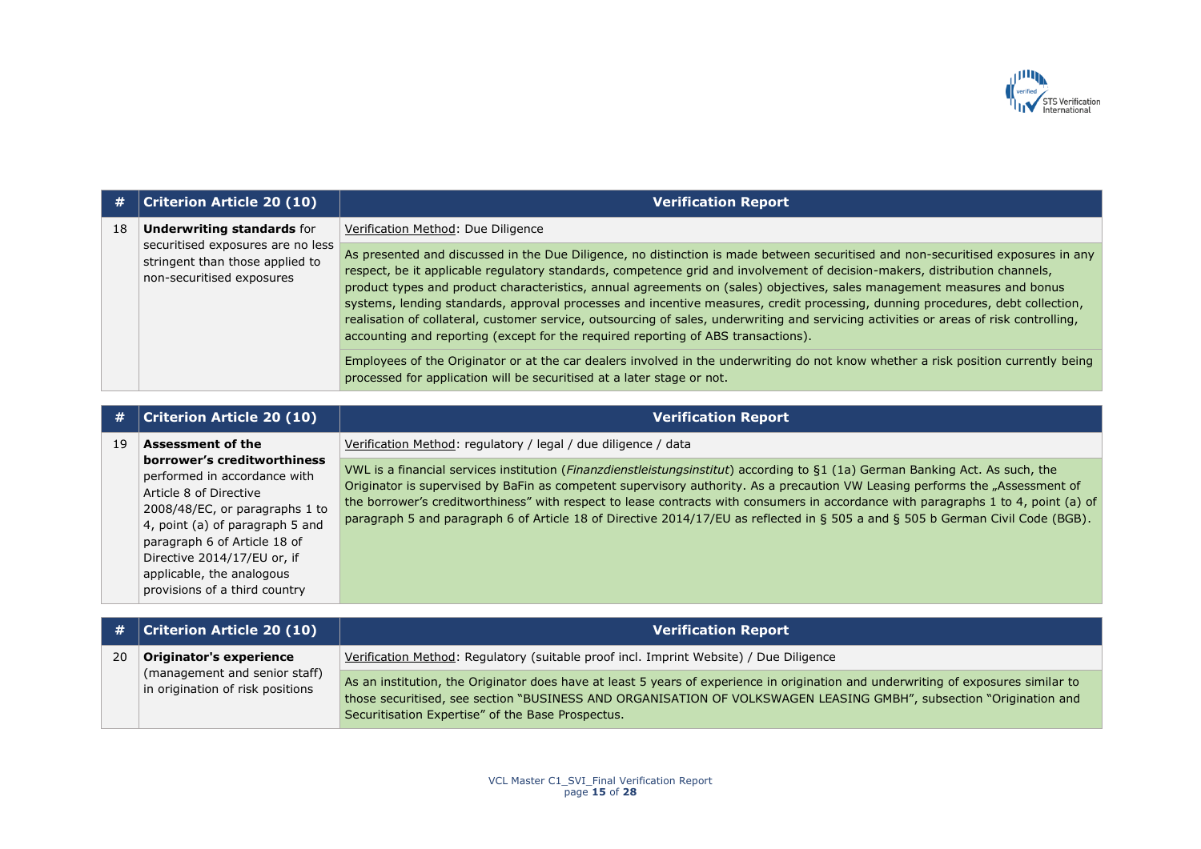| # | Criterion Article 20 (10) | Verification Report |
|---|---|---|
| 18 | **Underwriting standards** for securitised exposures are no less stringent than those applied to non-securitised exposures | Verification Method: Due Diligence |
| | | As presented and discussed in the Due Diligence, no distinction is made between securitised and non-securitised exposures in any respect, be it applicable regulatory standards, competence grid and involvement of decision-makers, distribution channels, product types and product characteristics, annual agreements on (sales) objectives, sales management measures and bonus systems, lending standards, approval processes and incentive measures, credit processing, dunning procedures, debt collection, realisation of collateral, customer service, outsourcing of sales, underwriting and servicing activities or areas of risk controlling, accounting and reporting (except for the required reporting of ABS transactions). |
| | | Employees of the Originator or at the car dealers involved in the underwriting do not know whether a risk position currently being processed for application will be securitised at a later stage or not. |

| # | Criterion Article 20 (10) | Verification Report |
|---|---|---|
| 19 | **Assessment of the borrower's creditworthiness** performed in accordance with Article 8 of Directive 2008/48/EC, or paragraphs 1 to 4, point (a) of paragraph 5 and paragraph 6 of Article 18 of Directive 2014/17/EU or, if applicable, the analogous provisions of a third country | Verification Method: regulatory / legal / due diligence / data |
| | | VWL is a financial services institution (*Finanzdienstleistungsinstitut*) according to §1 (1a) German Banking Act. As such, the Originator is supervised by BaFin as competent supervisory authority. As a precaution VW Leasing performs the „Assessment of the borrower's creditworthiness" with respect to lease contracts with consumers in accordance with paragraphs 1 to 4, point (a) of paragraph 5 and paragraph 6 of Article 18 of Directive 2014/17/EU as reflected in § 505 a and § 505 b German Civil Code (BGB). |

| # | Criterion Article 20 (10) | Verification Report |
|---|---|---|
| 20 | **Originator's experience** (management and senior staff) in origination of risk positions | Verification Method: Regulatory (suitable proof incl. Imprint Website) / Due Diligence |
| | | As an institution, the Originator does have at least 5 years of experience in origination and underwriting of exposures similar to those securitised, see section "BUSINESS AND ORGANISATION OF VOLKSWAGEN LEASING GMBH", subsection "Origination and Securitisation Expertise" of the Base Prospectus. |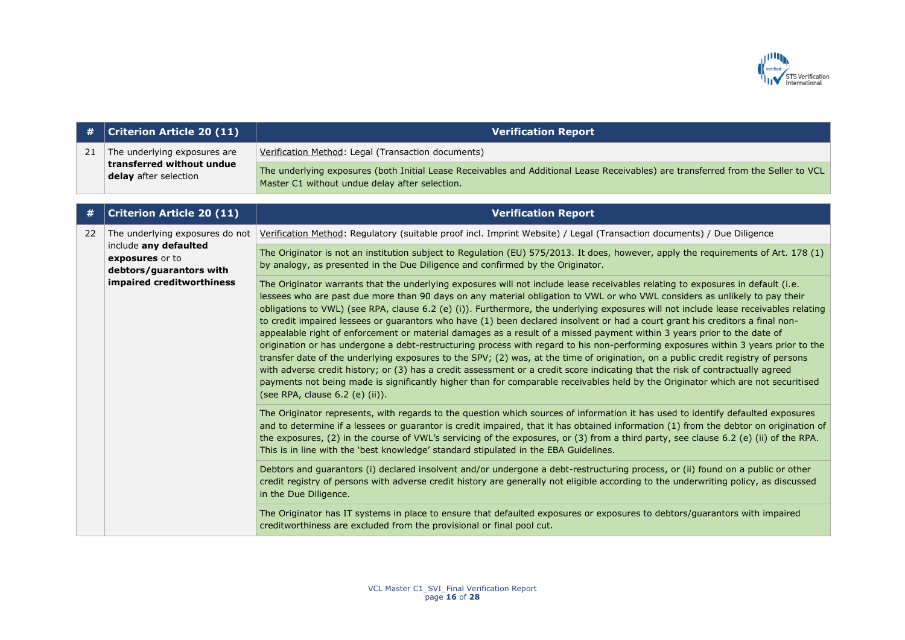| # | Criterion Article 20 (11) | Verification Report |
|---|---|---|
| 21 | The underlying exposures are **transferred without undue delay** after selection | Verification Method: Legal (Transaction documents) |
| | | The underlying exposures (both Initial Lease Receivables and Additional Lease Receivables) are transferred from the Seller to VCL Master C1 without undue delay after selection. |

| # | Criterion Article 20 (11) | Verification Report |
|---|---|---|
| 22 | The underlying exposures do not include **any defaulted exposures** or to **debtors/guarantors with impaired creditworthiness** | Verification Method: Regulatory (suitable proof incl. Imprint Website) / Legal (Transaction documents) / Due Diligence |
| | | The Originator is not an institution subject to Regulation (EU) 575/2013. It does, however, apply the requirements of Art. 178 (1) by analogy, as presented in the Due Diligence and confirmed by the Originator. |
| | | The Originator warrants that the underlying exposures will not include lease receivables relating to exposures in default (i.e. lessees who are past due more than 90 days on any material obligation to VWL or who VWL considers as unlikely to pay their obligations to VWL) (see RPA, clause 6.2 (e) (i)). Furthermore, the underlying exposures will not include lease receivables relating to credit impaired lessees or guarantors who have (1) been declared insolvent or had a court grant his creditors a final non-appealable right of enforcement or material damages as a result of a missed payment within 3 years prior to the date of origination or has undergone a debt-restructuring process with regard to his non-performing exposures within 3 years prior to the transfer date of the underlying exposures to the SPV; (2) was, at the time of origination, on a public credit registry of persons with adverse credit history; or (3) has a credit assessment or a credit score indicating that the risk of contractually agreed payments not being made is significantly higher than for comparable receivables held by the Originator which are not securitised (see RPA, clause 6.2 (e) (ii)). |
| | | The Originator represents, with regards to the question which sources of information it has used to identify defaulted exposures and to determine if a lessees or guarantor is credit impaired, that it has obtained information (1) from the debtor on origination of the exposures, (2) in the course of VWL's servicing of the exposures, or (3) from a third party, see clause 6.2 (e) (ii) of the RPA. This is in line with the 'best knowledge' standard stipulated in the EBA Guidelines. |
| | | Debtors and guarantors (i) declared insolvent and/or undergone a debt-restructuring process, or (ii) found on a public or other credit registry of persons with adverse credit history are generally not eligible according to the underwriting policy, as discussed in the Due Diligence. |
| | | The Originator has IT systems in place to ensure that defaulted exposures or exposures to debtors/guarantors with impaired creditworthiness are excluded from the provisional or final pool cut. |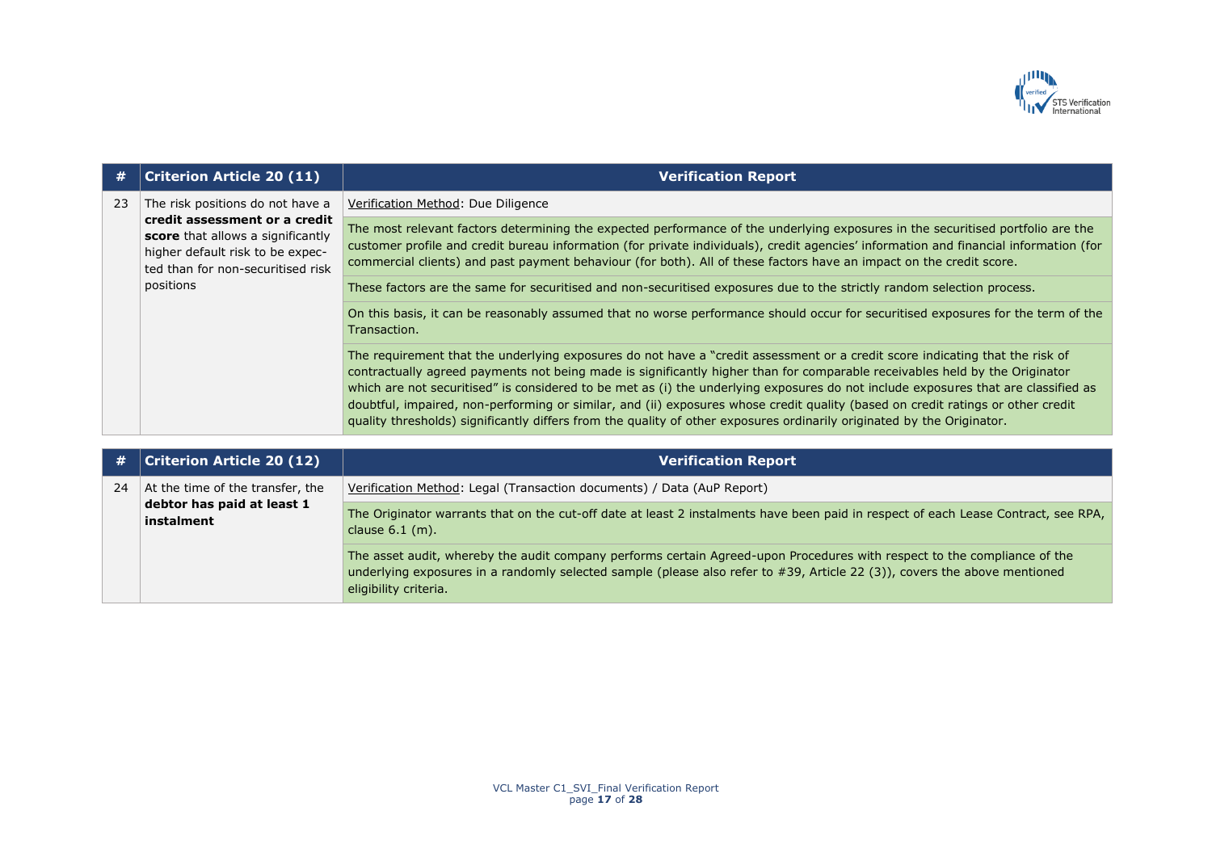| # | Criterion Article 20 (11) | Verification Report |
|---|---|---|
| 23 | The risk positions do not have a **credit assessment or a credit score** that allows a significantly higher default risk to be expected than for non-securitised risk positions | Verification Method: Due Diligence |
| | | The most relevant factors determining the expected performance of the underlying exposures in the securitised portfolio are the customer profile and credit bureau information (for private individuals), credit agencies' information and financial information (for commercial clients) and past payment behaviour (for both). All of these factors have an impact on the credit score. |
| | | These factors are the same for securitised and non-securitised exposures due to the strictly random selection process. |
| | | On this basis, it can be reasonably assumed that no worse performance should occur for securitised exposures for the term of the Transaction. |
| | | The requirement that the underlying exposures do not have a "credit assessment or a credit score indicating that the risk of contractually agreed payments not being made is significantly higher than for comparable receivables held by the Originator which are not securitised" is considered to be met as (i) the underlying exposures do not include exposures that are classified as doubtful, impaired, non-performing or similar, and (ii) exposures whose credit quality (based on credit ratings or other credit quality thresholds) significantly differs from the quality of other exposures ordinarily originated by the Originator. |

| # | Criterion Article 20 (12) | Verification Report |
|---|---|---|
| 24 | At the time of the transfer, the **debtor has paid at least 1 instalment** | Verification Method: Legal (Transaction documents) / Data (AuP Report) |
| | | The Originator warrants that on the cut-off date at least 2 instalments have been paid in respect of each Lease Contract, see RPA, clause 6.1 (m). |
| | | The asset audit, whereby the audit company performs certain Agreed-upon Procedures with respect to the compliance of the underlying exposures in a randomly selected sample (please also refer to #39, Article 22 (3)), covers the above mentioned eligibility criteria. |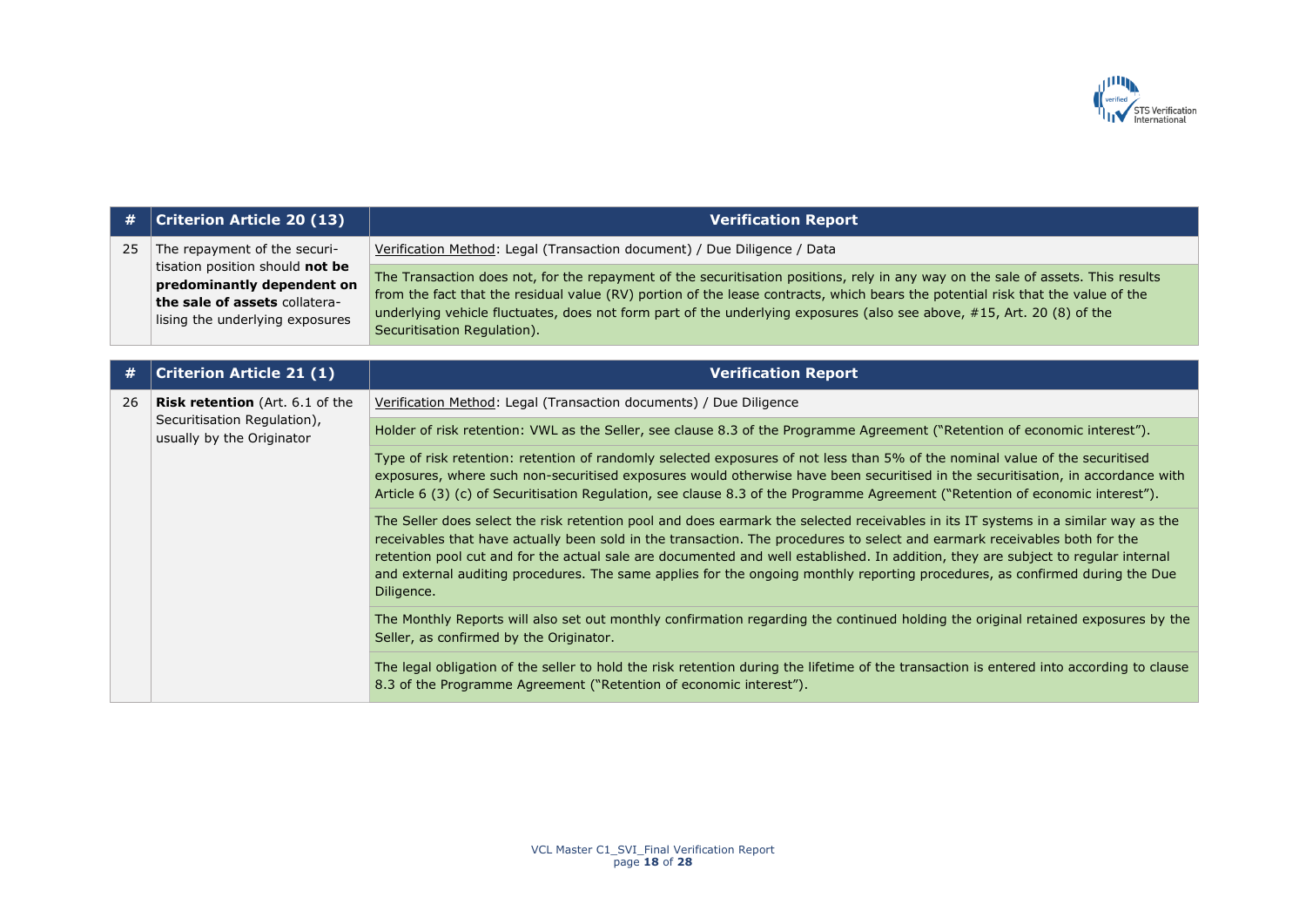| # | Criterion Article 20 (13) | Verification Report |
|---|---|---|
| 25 | The repayment of the securitisation position should **not be predominantly dependent on the sale of assets** collateralising the underlying exposures | Verification Method: Legal (Transaction document) / Due Diligence / Data |
| | | The Transaction does not, for the repayment of the securitisation positions, rely in any way on the sale of assets. This results from the fact that the residual value (RV) portion of the lease contracts, which bears the potential risk that the value of the underlying vehicle fluctuates, does not form part of the underlying exposures (also see above, #15, Art. 20 (8) of the Securitisation Regulation). |

| # | Criterion Article 21 (1) | Verification Report |
|---|---|---|
| 26 | **Risk retention** (Art. 6.1 of the Securitisation Regulation), usually by the Originator | Verification Method: Legal (Transaction documents) / Due Diligence |
| | | Holder of risk retention: VWL as the Seller, see clause 8.3 of the Programme Agreement ("Retention of economic interest"). |
| | | Type of risk retention: retention of randomly selected exposures of not less than 5% of the nominal value of the securitised exposures, where such non-securitised exposures would otherwise have been securitised in the securitisation, in accordance with Article 6 (3) (c) of Securitisation Regulation, see clause 8.3 of the Programme Agreement ("Retention of economic interest"). |
| | | The Seller does select the risk retention pool and does earmark the selected receivables in its IT systems in a similar way as the receivables that have actually been sold in the transaction. The procedures to select and earmark receivables both for the retention pool cut and for the actual sale are documented and well established. In addition, they are subject to regular internal and external auditing procedures. The same applies for the ongoing monthly reporting procedures, as confirmed during the Due Diligence. |
| | | The Monthly Reports will also set out monthly confirmation regarding the continued holding the original retained exposures by the Seller, as confirmed by the Originator. |
| | | The legal obligation of the seller to hold the risk retention during the lifetime of the transaction is entered into according to clause 8.3 of the Programme Agreement ("Retention of economic interest"). |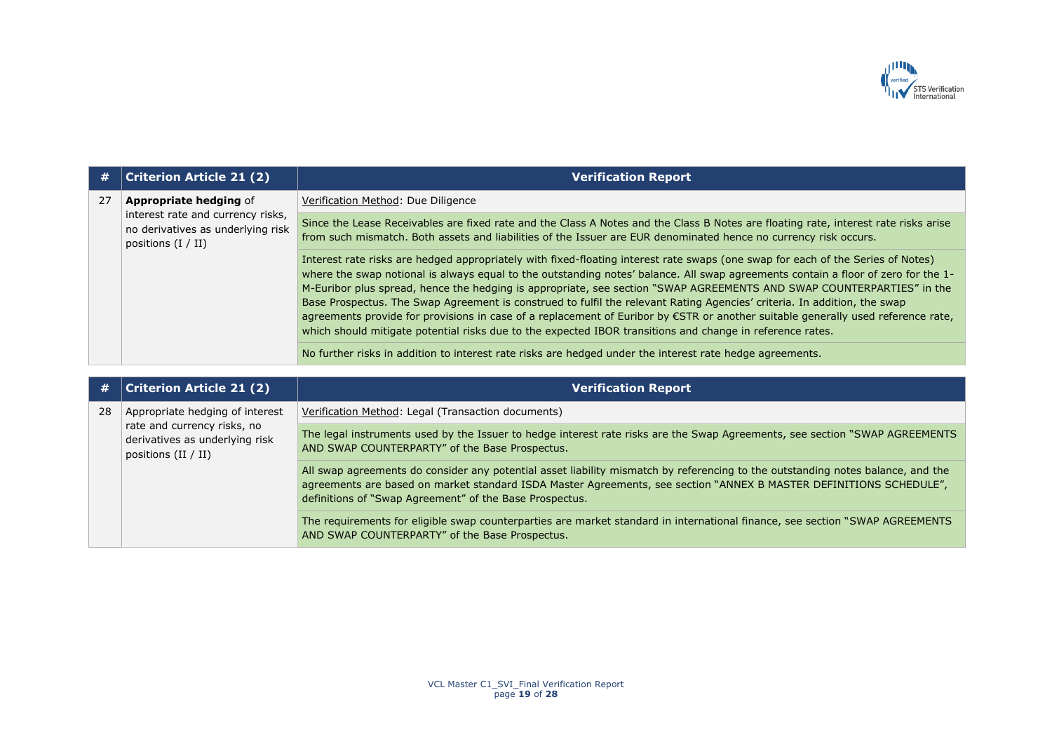| # | Criterion Article 21 (2) | Verification Report |
|---|---|---|
| 27 | **Appropriate hedging** of interest rate and currency risks, no derivatives as underlying risk positions (I / II) | Verification Method: Due Diligence |
| | | Since the Lease Receivables are fixed rate and the Class A Notes and the Class B Notes are floating rate, interest rate risks arise from such mismatch. Both assets and liabilities of the Issuer are EUR denominated hence no currency risk occurs. |
| | | Interest rate risks are hedged appropriately with fixed-floating interest rate swaps (one swap for each of the Series of Notes) where the swap notional is always equal to the outstanding notes' balance. All swap agreements contain a floor of zero for the 1-M-Euribor plus spread, hence the hedging is appropriate, see section "SWAP AGREEMENTS AND SWAP COUNTERPARTIES" in the Base Prospectus. The Swap Agreement is construed to fulfil the relevant Rating Agencies' criteria. In addition, the swap agreements provide for provisions in case of a replacement of Euribor by €STR or another suitable generally used reference rate, which should mitigate potential risks due to the expected IBOR transitions and change in reference rates. |
| | | No further risks in addition to interest rate risks are hedged under the interest rate hedge agreements. |

| # | Criterion Article 21 (2) | Verification Report |
|---|---|---|
| 28 | Appropriate hedging of interest rate and currency risks, no derivatives as underlying risk positions (II / II) | Verification Method: Legal (Transaction documents) |
| | | The legal instruments used by the Issuer to hedge interest rate risks are the Swap Agreements, see section "SWAP AGREEMENTS AND SWAP COUNTERPARTY" of the Base Prospectus. |
| | | All swap agreements do consider any potential asset liability mismatch by referencing to the outstanding notes balance, and the agreements are based on market standard ISDA Master Agreements, see section "ANNEX B MASTER DEFINITIONS SCHEDULE", definitions of "Swap Agreement" of the Base Prospectus. |
| | | The requirements for eligible swap counterparties are market standard in international finance, see section "SWAP AGREEMENTS AND SWAP COUNTERPARTY" of the Base Prospectus. |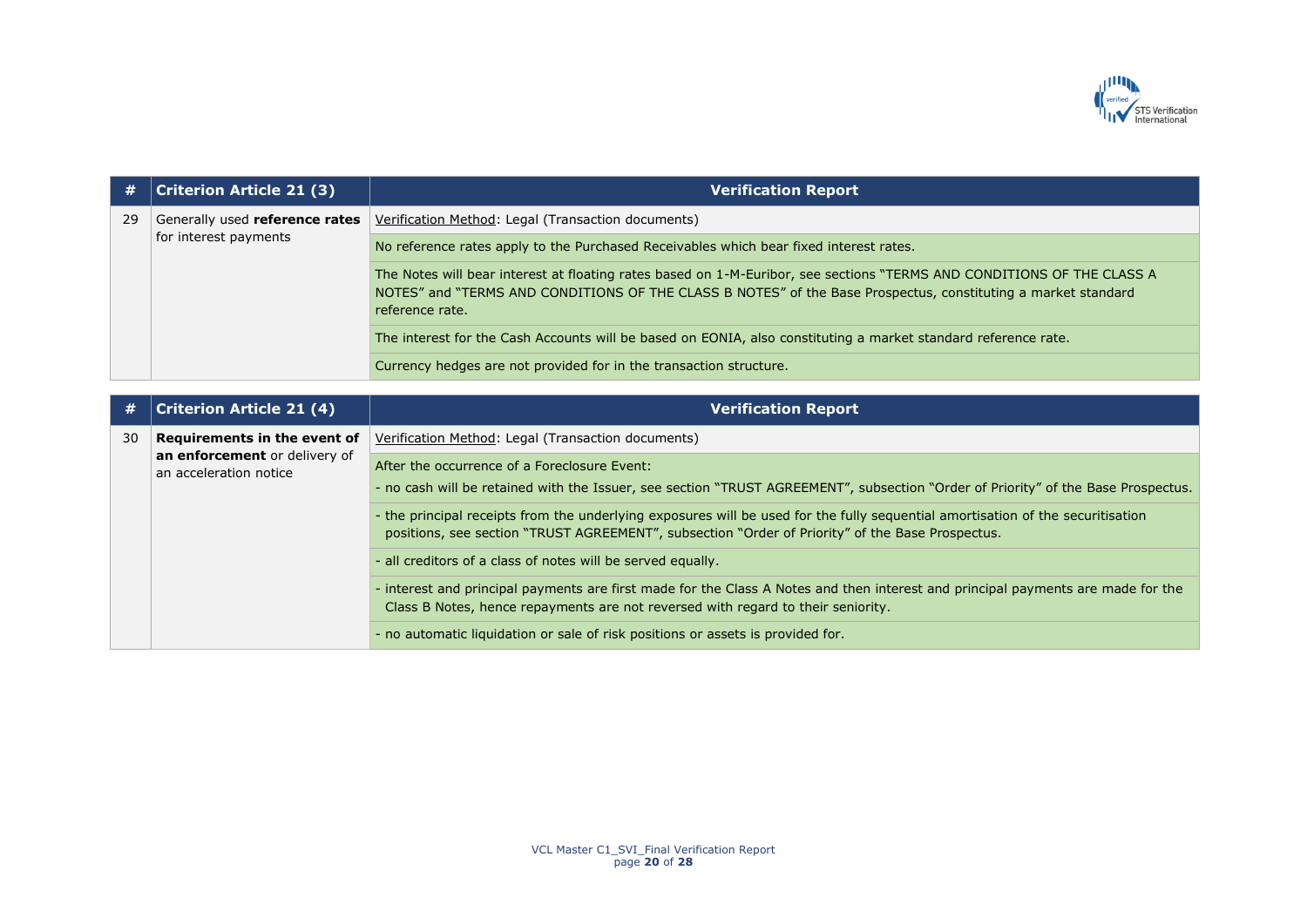| # | Criterion Article 21 (3) | Verification Report |
|---|---|---|
| 29 | Generally used **reference rates** for interest payments | Verification Method: Legal (Transaction documents) |
| | | No reference rates apply to the Purchased Receivables which bear fixed interest rates. |
| | | The Notes will bear interest at floating rates based on 1-M-Euribor, see sections "TERMS AND CONDITIONS OF THE CLASS A NOTES" and "TERMS AND CONDITIONS OF THE CLASS B NOTES" of the Base Prospectus, constituting a market standard reference rate. |
| | | The interest for the Cash Accounts will be based on EONIA, also constituting a market standard reference rate. |
| | | Currency hedges are not provided for in the transaction structure. |

| # | Criterion Article 21 (4) | Verification Report |
|---|---|---|
| 30 | **Requirements in the event of an enforcement** or delivery of an acceleration notice | Verification Method: Legal (Transaction documents) |
| | | After the occurrence of a Foreclosure Event:<br>- no cash will be retained with the Issuer, see section "TRUST AGREEMENT", subsection "Order of Priority" of the Base Prospectus. |
| | | - the principal receipts from the underlying exposures will be used for the fully sequential amortisation of the securitisation positions, see section "TRUST AGREEMENT", subsection "Order of Priority" of the Base Prospectus. |
| | | - all creditors of a class of notes will be served equally. |
| | | - interest and principal payments are first made for the Class A Notes and then interest and principal payments are made for the Class B Notes, hence repayments are not reversed with regard to their seniority. |
| | | - no automatic liquidation or sale of risk positions or assets is provided for. |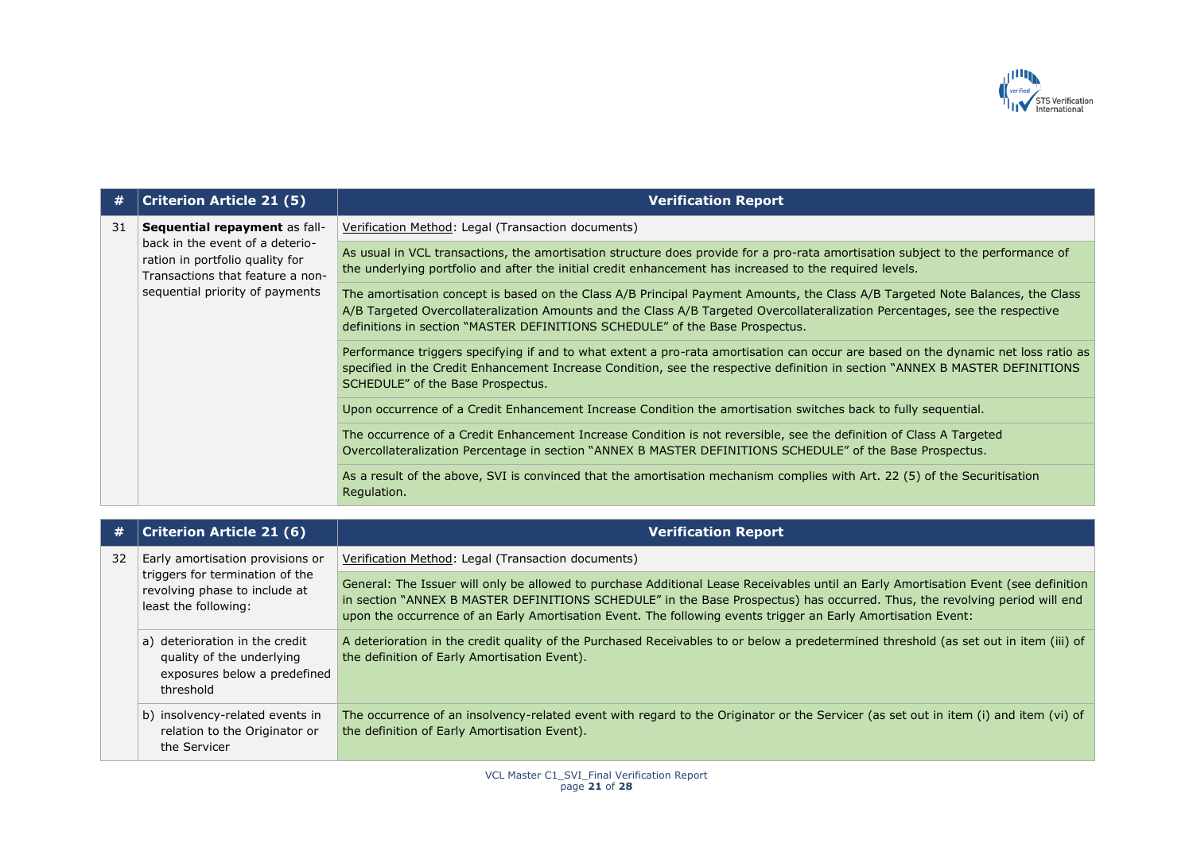| # | Criterion Article 21 (5) | Verification Report |
|---|---|---|
| 31 | **Sequential repayment** as fall-back in the event of a deterioration in portfolio quality for Transactions that feature a non-sequential priority of payments | Verification Method: Legal (Transaction documents) |
| | | As usual in VCL transactions, the amortisation structure does provide for a pro-rata amortisation subject to the performance of the underlying portfolio and after the initial credit enhancement has increased to the required levels. |
| | | The amortisation concept is based on the Class A/B Principal Payment Amounts, the Class A/B Targeted Note Balances, the Class A/B Targeted Overcollateralization Amounts and the Class A/B Targeted Overcollateralization Percentages, see the respective definitions in section "MASTER DEFINITIONS SCHEDULE" of the Base Prospectus. |
| | | Performance triggers specifying if and to what extent a pro-rata amortisation can occur are based on the dynamic net loss ratio as specified in the Credit Enhancement Increase Condition, see the respective definition in section "ANNEX B MASTER DEFINITIONS SCHEDULE" of the Base Prospectus. |
| | | Upon occurrence of a Credit Enhancement Increase Condition the amortisation switches back to fully sequential. |
| | | The occurrence of a Credit Enhancement Increase Condition is not reversible, see the definition of Class A Targeted Overcollateralization Percentage in section "ANNEX B MASTER DEFINITIONS SCHEDULE" of the Base Prospectus. |
| | | As a result of the above, SVI is convinced that the amortisation mechanism complies with Art. 22 (5) of the Securitisation Regulation. |

| # | Criterion Article 21 (6) | Verification Report |
|---|---|---|
| 32 | Early amortisation provisions or triggers for termination of the revolving phase to include at least the following: | Verification Method: Legal (Transaction documents) |
| | | General: The Issuer will only be allowed to purchase Additional Lease Receivables until an Early Amortisation Event (see definition in section "ANNEX B MASTER DEFINITIONS SCHEDULE" in the Base Prospectus) has occurred. Thus, the revolving period will end upon the occurrence of an Early Amortisation Event. The following events trigger an Early Amortisation Event: |
| | a) deterioration in the credit quality of the underlying exposures below a predefined threshold | A deterioration in the credit quality of the Purchased Receivables to or below a predetermined threshold (as set out in item (iii) of the definition of Early Amortisation Event). |
| | b) insolvency-related events in relation to the Originator or the Servicer | The occurrence of an insolvency-related event with regard to the Originator or the Servicer (as set out in item (i) and item (vi) of the definition of Early Amortisation Event). |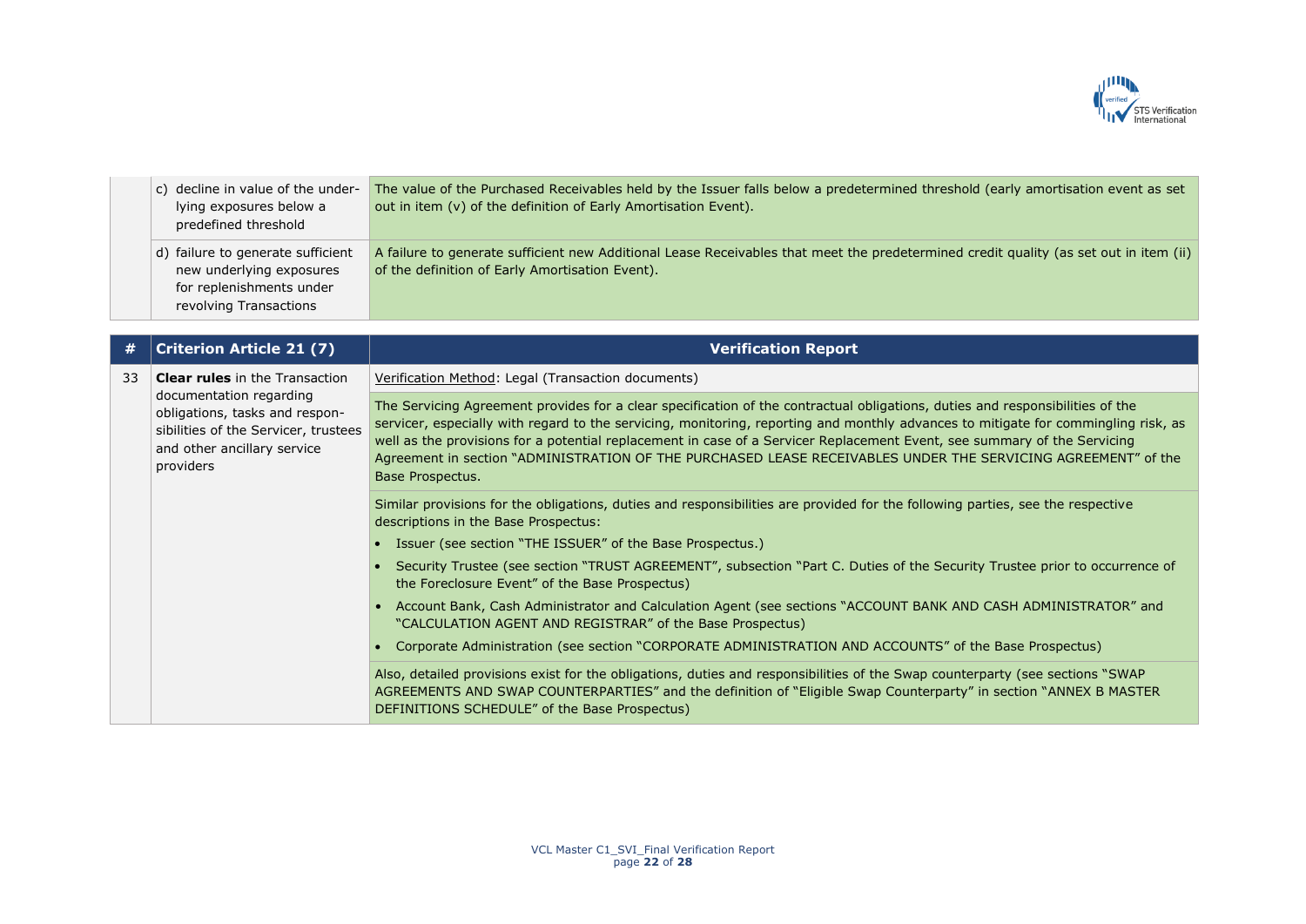| | | |
|---|---|---|
| | c) decline in value of the underlying exposures below a predefined threshold | The value of the Purchased Receivables held by the Issuer falls below a predetermined threshold (early amortisation event as set out in item (v) of the definition of Early Amortisation Event). |
| | d) failure to generate sufficient new underlying exposures for replenishments under revolving Transactions | A failure to generate sufficient new Additional Lease Receivables that meet the predetermined credit quality (as set out in item (ii) of the definition of Early Amortisation Event). |

| # | Criterion Article 21 (7) | Verification Report |
|---|---|---|
| 33 | **Clear rules** in the Transaction documentation regarding obligations, tasks and responsibilities of the Servicer, trustees and other ancillary service providers | Verification Method: Legal (Transaction documents) |
| | | The Servicing Agreement provides for a clear specification of the contractual obligations, duties and responsibilities of the servicer, especially with regard to the servicing, monitoring, reporting and monthly advances to mitigate for commingling risk, as well as the provisions for a potential replacement in case of a Servicer Replacement Event, see summary of the Servicing Agreement in section "ADMINISTRATION OF THE PURCHASED LEASE RECEIVABLES UNDER THE SERVICING AGREEMENT" of the Base Prospectus. |
| | | Similar provisions for the obligations, duties and responsibilities are provided for the following parties, see the respective descriptions in the Base Prospectus:<br>• Issuer (see section "THE ISSUER" of the Base Prospectus.)<br>• Security Trustee (see section "TRUST AGREEMENT", subsection "Part C. Duties of the Security Trustee prior to occurrence of the Foreclosure Event" of the Base Prospectus)<br>• Account Bank, Cash Administrator and Calculation Agent (see sections "ACCOUNT BANK AND CASH ADMINISTRATOR" and "CALCULATION AGENT AND REGISTRAR" of the Base Prospectus)<br>• Corporate Administration (see section "CORPORATE ADMINISTRATION AND ACCOUNTS" of the Base Prospectus) |
| | | Also, detailed provisions exist for the obligations, duties and responsibilities of the Swap counterparty (see sections "SWAP AGREEMENTS AND SWAP COUNTERPARTIES" and the definition of "Eligible Swap Counterparty" in section "ANNEX B MASTER DEFINITIONS SCHEDULE" of the Base Prospectus) |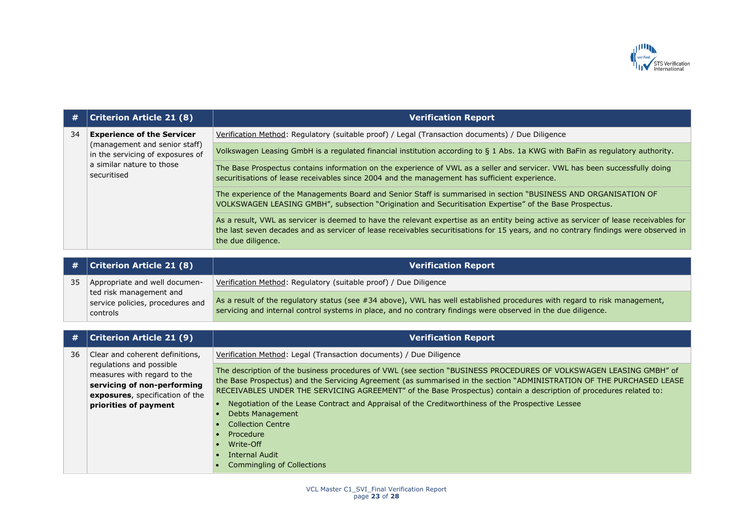| # | Criterion Article 21 (8) | Verification Report |
|---|---|---|
| 34 | **Experience of the Servicer** (management and senior staff) in the servicing of exposures of a similar nature to those securitised | Verification Method: Regulatory (suitable proof) / Legal (Transaction documents) / Due Diligence<br><br>Volkswagen Leasing GmbH is a regulated financial institution according to § 1 Abs. 1a KWG with BaFin as regulatory authority.<br><br>The Base Prospectus contains information on the experience of VWL as a seller and servicer. VWL has been successfully doing securitisations of lease receivables since 2004 and the management has sufficient experience.<br><br>The experience of the Managements Board and Senior Staff is summarised in section "BUSINESS AND ORGANISATION OF VOLKSWAGEN LEASING GMBH", subsection "Origination and Securitisation Expertise" of the Base Prospectus.<br><br>As a result, VWL as servicer is deemed to have the relevant expertise as an entity being active as servicer of lease receivables for the last seven decades and as servicer of lease receivables securitisations for 15 years, and no contrary findings were observed in the due diligence. |

| # | Criterion Article 21 (8) | Verification Report |
|---|---|---|
| 35 | Appropriate and well documented risk management and service policies, procedures and controls | Verification Method: Regulatory (suitable proof) / Due Diligence<br><br>As a result of the regulatory status (see #34 above), VWL has well established procedures with regard to risk management, servicing and internal control systems in place, and no contrary findings were observed in the due diligence. |

| # | Criterion Article 21 (9) | Verification Report |
|---|---|---|
| 36 | Clear and coherent definitions, regulations and possible measures with regard to the **servicing of non-performing exposures**, specification of the **priorities of payment** | Verification Method: Legal (Transaction documents) / Due Diligence<br><br>The description of the business procedures of VWL (see section "BUSINESS PROCEDURES OF VOLKSWAGEN LEASING GMBH" of the Base Prospectus) and the Servicing Agreement (as summarised in the section "ADMINISTRATION OF THE PURCHASED LEASE RECEIVABLES UNDER THE SERVICING AGREEMENT" of the Base Prospectus) contain a description of procedures related to:<br>• Negotiation of the Lease Contract and Appraisal of the Creditworthiness of the Prospective Lessee<br>• Debts Management<br>• Collection Centre<br>• Procedure<br>• Write-Off<br>• Internal Audit<br>• Commingling of Collections |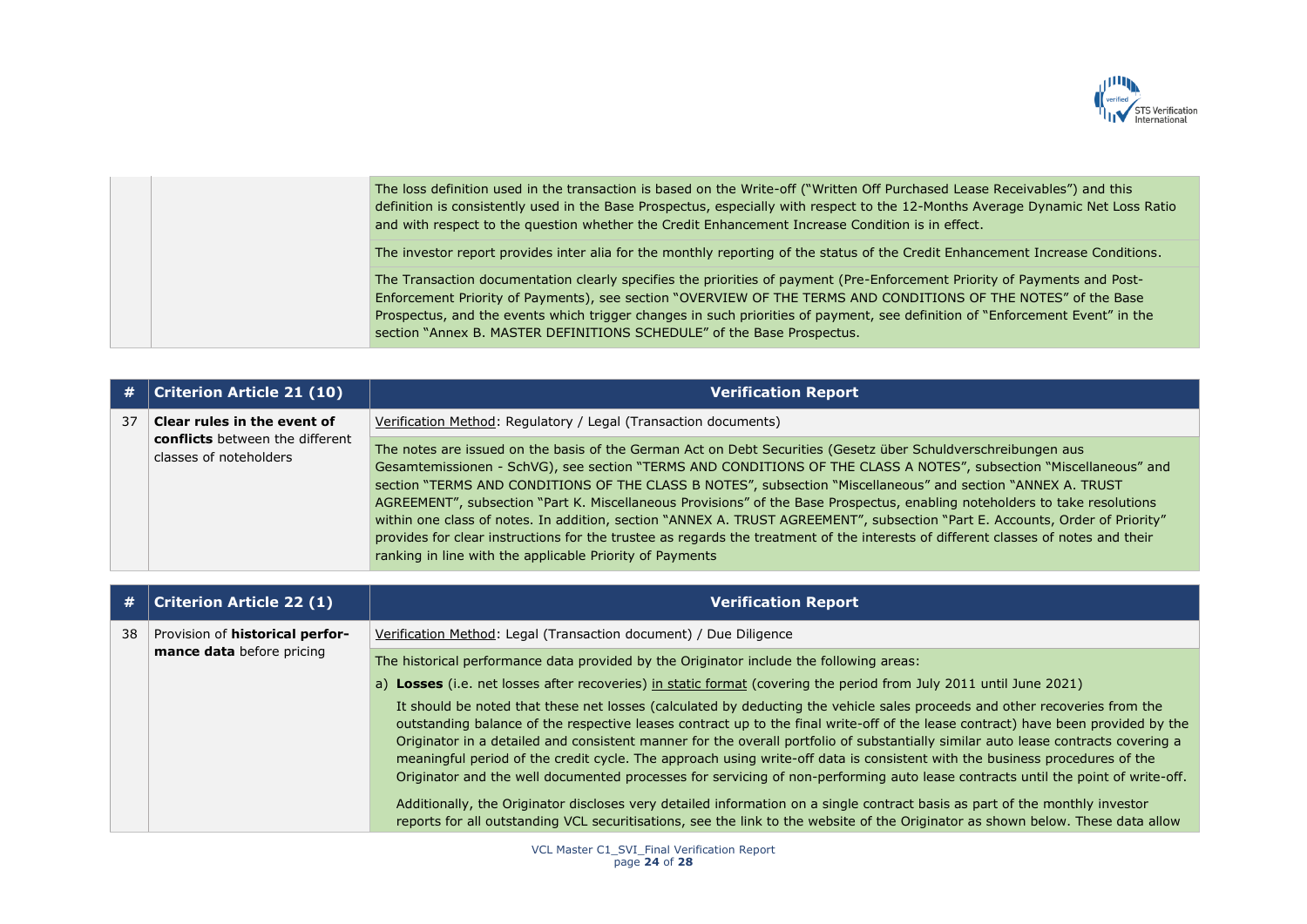| # | | |
|---|---|---|
| | | The loss definition used in the transaction is based on the Write-off ("Written Off Purchased Lease Receivables") and this definition is consistently used in the Base Prospectus, especially with respect to the 12-Months Average Dynamic Net Loss Ratio and with respect to the question whether the Credit Enhancement Increase Condition is in effect. |
| | | The investor report provides inter alia for the monthly reporting of the status of the Credit Enhancement Increase Conditions. |
| | | The Transaction documentation clearly specifies the priorities of payment (Pre-Enforcement Priority of Payments and Post-Enforcement Priority of Payments), see section "OVERVIEW OF THE TERMS AND CONDITIONS OF THE NOTES" of the Base Prospectus, and the events which trigger changes in such priorities of payment, see definition of "Enforcement Event" in the section "Annex B. MASTER DEFINITIONS SCHEDULE" of the Base Prospectus. |

| # | Criterion Article 21 (10) | Verification Report |
|---|---|---|
| 37 | **Clear rules in the event of conflicts** between the different classes of noteholders | Verification Method: Regulatory / Legal (Transaction documents) |
| | | The notes are issued on the basis of the German Act on Debt Securities (Gesetz über Schuldverschreibungen aus Gesamtemissionen - SchVG), see section "TERMS AND CONDITIONS OF THE CLASS A NOTES", subsection "Miscellaneous" and section "TERMS AND CONDITIONS OF THE CLASS B NOTES", subsection "Miscellaneous" and section "ANNEX A. TRUST AGREEMENT", subsection "Part K. Miscellaneous Provisions" of the Base Prospectus, enabling noteholders to take resolutions within one class of notes. In addition, section "ANNEX A. TRUST AGREEMENT", subsection "Part E. Accounts, Order of Priority" provides for clear instructions for the trustee as regards the treatment of the interests of different classes of notes and their ranking in line with the applicable Priority of Payments |

| # | Criterion Article 22 (1) | Verification Report |
|---|---|---|
| 38 | Provision of **historical performance data** before pricing | Verification Method: Legal (Transaction document) / Due Diligence |
| | | The historical performance data provided by the Originator include the following areas:<br><br>a) **Losses** (i.e. net losses after recoveries) in static format (covering the period from July 2011 until June 2021)<br><br>It should be noted that these net losses (calculated by deducting the vehicle sales proceeds and other recoveries from the outstanding balance of the respective leases contract up to the final write-off of the lease contract) have been provided by the Originator in a detailed and consistent manner for the overall portfolio of substantially similar auto lease contracts covering a meaningful period of the credit cycle. The approach using write-off data is consistent with the business procedures of the Originator and the well documented processes for servicing of non-performing auto lease contracts until the point of write-off.<br><br>Additionally, the Originator discloses very detailed information on a single contract basis as part of the monthly investor reports for all outstanding VCL securitisations, see the link to the website of the Originator as shown below. These data allow |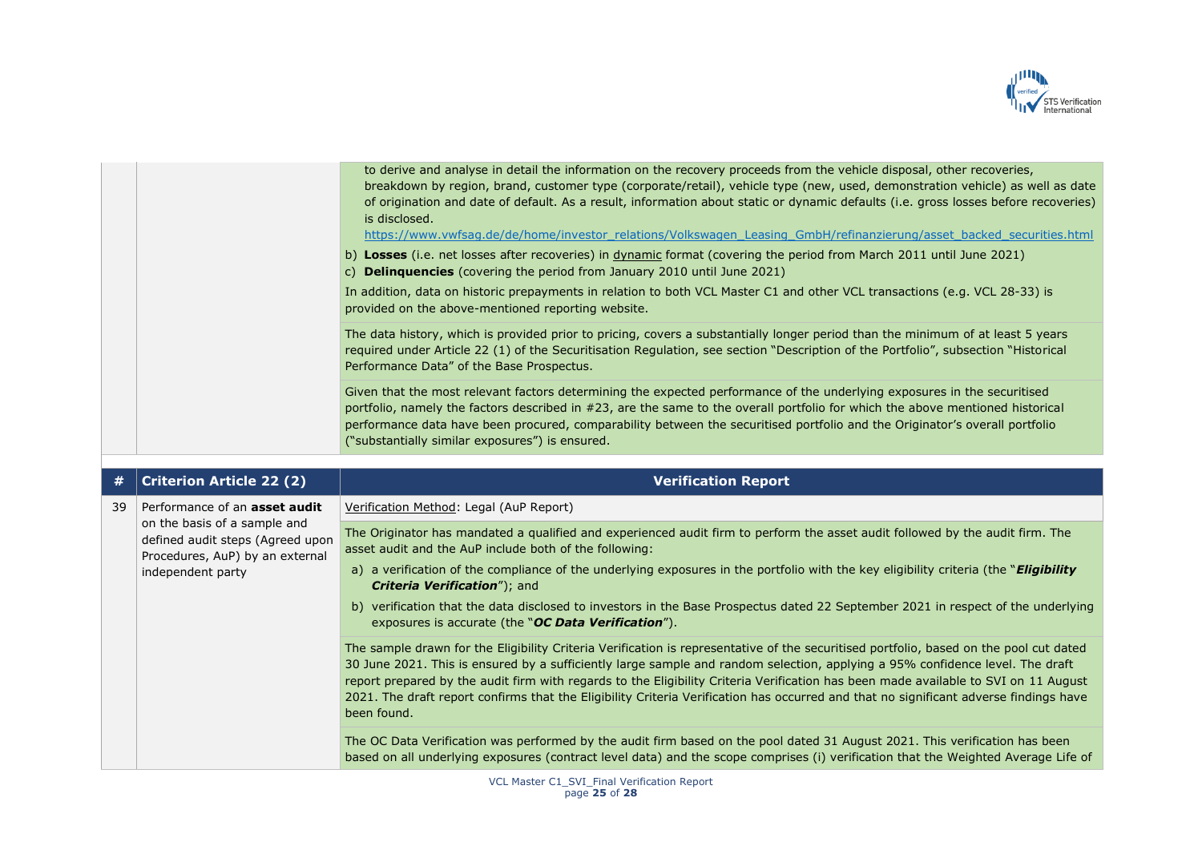| | | |
|---|---|---|
| | | to derive and analyse in detail the information on the recovery proceeds from the vehicle disposal, other recoveries, breakdown by region, brand, customer type (corporate/retail), vehicle type (new, used, demonstration vehicle) as well as date of origination and date of default. As a result, information about static or dynamic defaults (i.e. gross losses before recoveries) is disclosed.<br>https://www.vwfsag.de/de/home/investor_relations/Volkswagen_Leasing_GmbH/refinanzierung/asset_backed_securities.html<br>b) **Losses** (i.e. net losses after recoveries) in dynamic format (covering the period from March 2011 until June 2021)<br>c) **Delinquencies** (covering the period from January 2010 until June 2021)<br>In addition, data on historic prepayments in relation to both VCL Master C1 and other VCL transactions (e.g. VCL 28-33) is provided on the above-mentioned reporting website. |
| | | The data history, which is provided prior to pricing, covers a substantially longer period than the minimum of at least 5 years required under Article 22 (1) of the Securitisation Regulation, see section "Description of the Portfolio", subsection "Historical Performance Data" of the Base Prospectus. |
| | | Given that the most relevant factors determining the expected performance of the underlying exposures in the securitised portfolio, namely the factors described in #23, are the same to the overall portfolio for which the above mentioned historical performance data have been procured, comparability between the securitised portfolio and the Originator's overall portfolio ("substantially similar exposures") is ensured. |

| # | Criterion Article 22 (2) | Verification Report |
|---|---|---|
| 39 | Performance of an **asset audit** on the basis of a sample and defined audit steps (Agreed upon Procedures, AuP) by an external independent party | Verification Method: Legal (AuP Report) |
| | | The Originator has mandated a qualified and experienced audit firm to perform the asset audit followed by the audit firm. The asset audit and the AuP include both of the following:<br>a) a verification of the compliance of the underlying exposures in the portfolio with the key eligibility criteria (the "***Eligibility Criteria Verification***"); and<br>b) verification that the data disclosed to investors in the Base Prospectus dated 22 September 2021 in respect of the underlying exposures is accurate (the "***OC Data Verification***"). |
| | | The sample drawn for the Eligibility Criteria Verification is representative of the securitised portfolio, based on the pool cut dated 30 June 2021. This is ensured by a sufficiently large sample and random selection, applying a 95% confidence level. The draft report prepared by the audit firm with regards to the Eligibility Criteria Verification has been made available to SVI on 11 August 2021. The draft report confirms that the Eligibility Criteria Verification has occurred and that no significant adverse findings have been found. |
| | | The OC Data Verification was performed by the audit firm based on the pool dated 31 August 2021. This verification has been based on all underlying exposures (contract level data) and the scope comprises (i) verification that the Weighted Average Life of |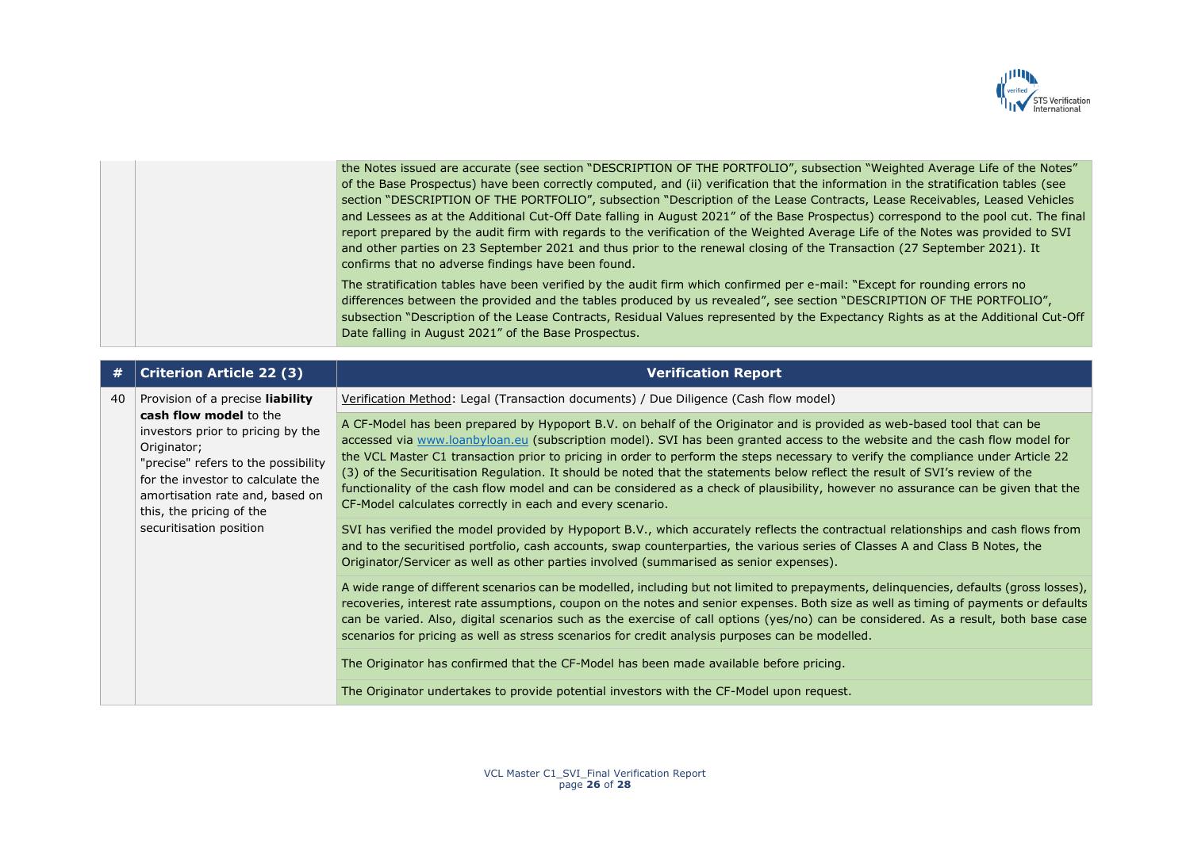| | | |
|---|---|---|
| | | the Notes issued are accurate (see section "DESCRIPTION OF THE PORTFOLIO", subsection "Weighted Average Life of the Notes" of the Base Prospectus) have been correctly computed, and (ii) verification that the information in the stratification tables (see section "DESCRIPTION OF THE PORTFOLIO", subsection "Description of the Lease Contracts, Lease Receivables, Leased Vehicles and Lessees as at the Additional Cut-Off Date falling in August 2021" of the Base Prospectus) correspond to the pool cut. The final report prepared by the audit firm with regards to the verification of the Weighted Average Life of the Notes was provided to SVI and other parties on 23 September 2021 and thus prior to the renewal closing of the Transaction (27 September 2021). It confirms that no adverse findings have been found. <br><br> The stratification tables have been verified by the audit firm which confirmed per e-mail: "Except for rounding errors no differences between the provided and the tables produced by us revealed", see section "DESCRIPTION OF THE PORTFOLIO", subsection "Description of the Lease Contracts, Residual Values represented by the Expectancy Rights as at the Additional Cut-Off Date falling in August 2021" of the Base Prospectus. |

| # | Criterion Article 22 (3) | Verification Report |
|---|---|---|
| 40 | Provision of a precise **liability cash flow model** to the investors prior to pricing by the Originator;<br>"precise" refers to the possibility for the investor to calculate the amortisation rate and, based on this, the pricing of the securitisation position | Verification Method: Legal (Transaction documents) / Due Diligence (Cash flow model) |
| | | A CF-Model has been prepared by Hypoport B.V. on behalf of the Originator and is provided as web-based tool that can be accessed via [www.loanbyloan.eu](www.loanbyloan.eu) (subscription model). SVI has been granted access to the website and the cash flow model for the VCL Master C1 transaction prior to pricing in order to perform the steps necessary to verify the compliance under Article 22 (3) of the Securitisation Regulation. It should be noted that the statements below reflect the result of SVI's review of the functionality of the cash flow model and can be considered as a check of plausibility, however no assurance can be given that the CF-Model calculates correctly in each and every scenario. |
| | | SVI has verified the model provided by Hypoport B.V., which accurately reflects the contractual relationships and cash flows from and to the securitised portfolio, cash accounts, swap counterparties, the various series of Classes A and Class B Notes, the Originator/Servicer as well as other parties involved (summarised as senior expenses). |
| | | A wide range of different scenarios can be modelled, including but not limited to prepayments, delinquencies, defaults (gross losses), recoveries, interest rate assumptions, coupon on the notes and senior expenses. Both size as well as timing of payments or defaults can be varied. Also, digital scenarios such as the exercise of call options (yes/no) can be considered. As a result, both base case scenarios for pricing as well as stress scenarios for credit analysis purposes can be modelled. |
| | | The Originator has confirmed that the CF-Model has been made available before pricing. |
| | | The Originator undertakes to provide potential investors with the CF-Model upon request. |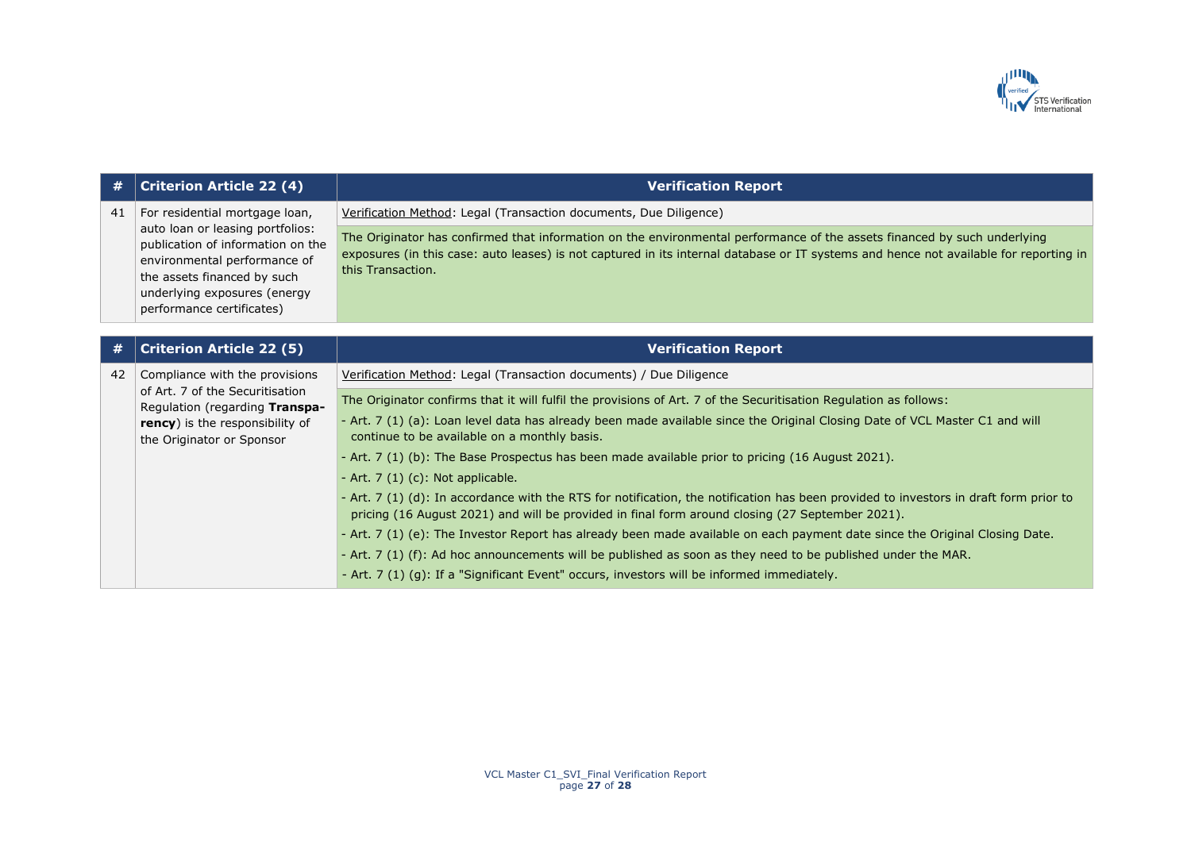| # | Criterion Article 22 (4) | Verification Report |
|---|---|---|
| 41 | For residential mortgage loan, auto loan or leasing portfolios: publication of information on the environmental performance of the assets financed by such underlying exposures (energy performance certificates) | Verification Method: Legal (Transaction documents, Due Diligence)<br><br>The Originator has confirmed that information on the environmental performance of the assets financed by such underlying exposures (in this case: auto leases) is not captured in its internal database or IT systems and hence not available for reporting in this Transaction. |

| # | Criterion Article 22 (5) | Verification Report |
|---|---|---|
| 42 | Compliance with the provisions of Art. 7 of the Securitisation Regulation (regarding **Transparency**) is the responsibility of the Originator or Sponsor | Verification Method: Legal (Transaction documents) / Due Diligence<br><br>The Originator confirms that it will fulfil the provisions of Art. 7 of the Securitisation Regulation as follows:<br>- Art. 7 (1) (a): Loan level data has already been made available since the Original Closing Date of VCL Master C1 and will continue to be available on a monthly basis.<br>- Art. 7 (1) (b): The Base Prospectus has been made available prior to pricing (16 August 2021).<br>- Art. 7 (1) (c): Not applicable.<br>- Art. 7 (1) (d): In accordance with the RTS for notification, the notification has been provided to investors in draft form prior to pricing (16 August 2021) and will be provided in final form around closing (27 September 2021).<br>- Art. 7 (1) (e): The Investor Report has already been made available on each payment date since the Original Closing Date.<br>- Art. 7 (1) (f): Ad hoc announcements will be published as soon as they need to be published under the MAR.<br>- Art. 7 (1) (g): If a "Significant Event" occurs, investors will be informed immediately. |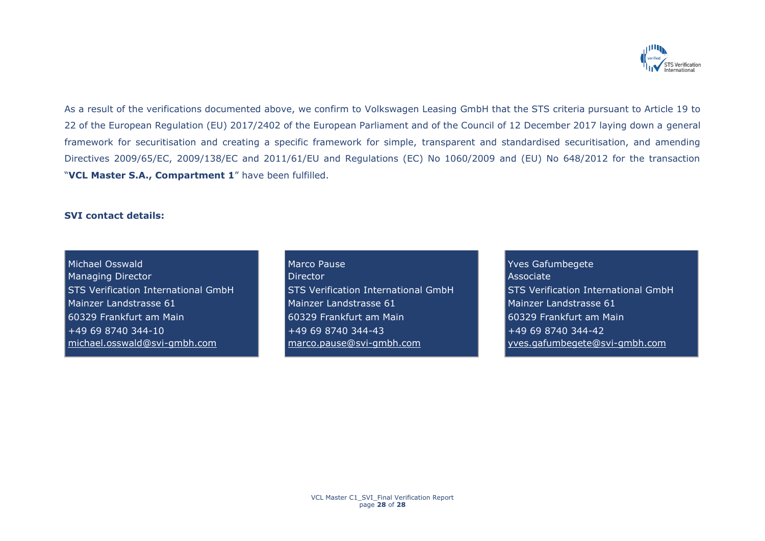As a result of the verifications documented above, we confirm to Volkswagen Leasing GmbH that the STS criteria pursuant to Article 19 to 22 of the European Regulation (EU) 2017/2402 of the European Parliament and of the Council of 12 December 2017 laying down a general framework for securitisation and creating a specific framework for simple, transparent and standardised securitisation, and amending Directives 2009/65/EC, 2009/138/EC and 2011/61/EU and Regulations (EC) No 1060/2009 and (EU) No 648/2012 for the transaction "**VCL Master S.A., Compartment 1**" have been fulfilled.

**SVI contact details:**

| | | |
|---|---|---|
| Michael Osswald<br>Managing Director<br>STS Verification International GmbH<br>Mainzer Landstrasse 61<br>60329 Frankfurt am Main<br>+49 69 8740 344-10<br>michael.osswald@svi-gmbh.com | Marco Pause<br>Director<br>STS Verification International GmbH<br>Mainzer Landstrasse 61<br>60329 Frankfurt am Main<br>+49 69 8740 344-43<br>marco.pause@svi-gmbh.com | Yves Gafumbegete<br>Associate<br>STS Verification International GmbH<br>Mainzer Landstrasse 61<br>60329 Frankfurt am Main<br>+49 69 8740 344-42<br>yves.gafumbegete@svi-gmbh.com |